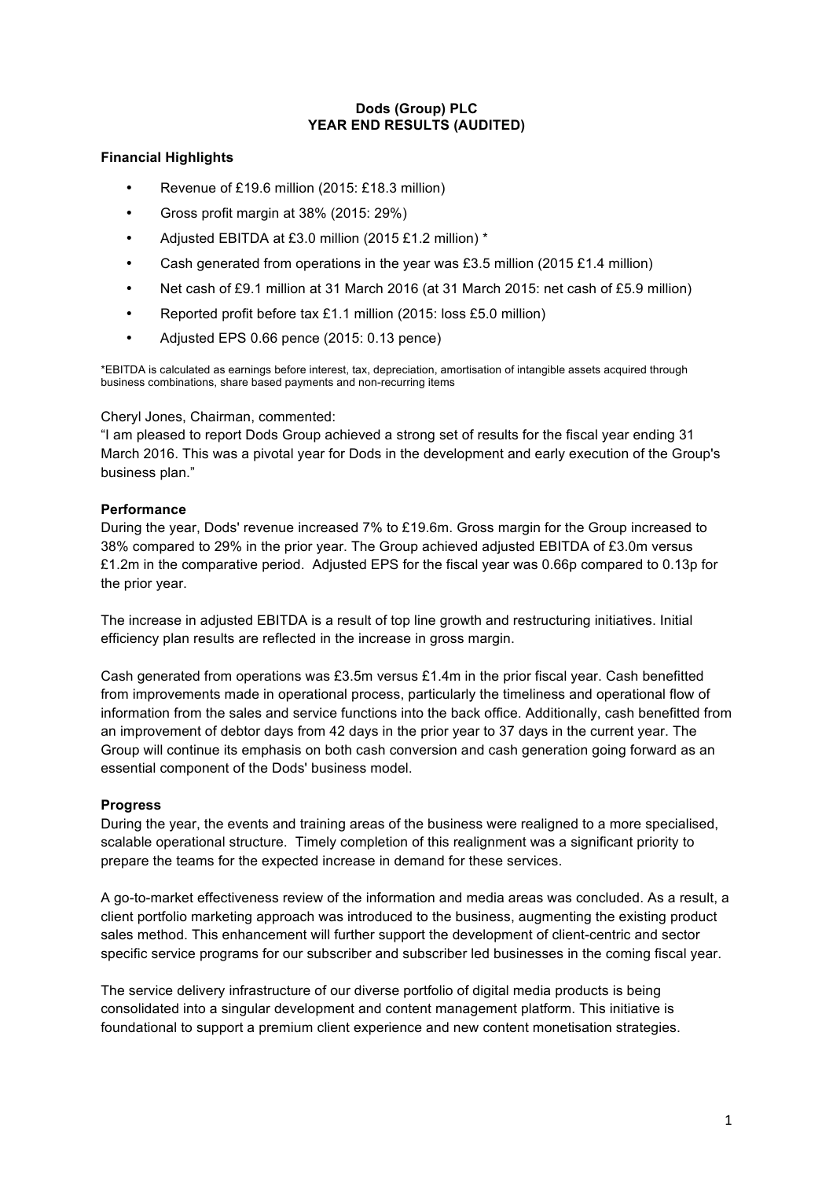# Dods (Group) PLC
# YEAR END RESULTS (AUDITED)

**Financial Highlights**

- Revenue of £19.6 million (2015: £18.3 million)
- Gross profit margin at 38% (2015: 29%)
- Adjusted EBITDA at £3.0 million (2015 £1.2 million) *
- Cash generated from operations in the year was £3.5 million (2015 £1.4 million)
- Net cash of £9.1 million at 31 March 2016 (at 31 March 2015: net cash of £5.9 million)
- Reported profit before tax £1.1 million (2015: loss £5.0 million)
- Adjusted EPS 0.66 pence (2015: 0.13 pence)

*EBITDA is calculated as earnings before interest, tax, depreciation, amortisation of intangible assets acquired through business combinations, share based payments and non-recurring items

Cheryl Jones, Chairman, commented:
"I am pleased to report Dods Group achieved a strong set of results for the fiscal year ending 31 March 2016. This was a pivotal year for Dods in the development and early execution of the Group's business plan."

**Performance**

During the year, Dods' revenue increased 7% to £19.6m. Gross margin for the Group increased to 38% compared to 29% in the prior year. The Group achieved adjusted EBITDA of £3.0m versus £1.2m in the comparative period. Adjusted EPS for the fiscal year was 0.66p compared to 0.13p for the prior year.

The increase in adjusted EBITDA is a result of top line growth and restructuring initiatives. Initial efficiency plan results are reflected in the increase in gross margin.

Cash generated from operations was £3.5m versus £1.4m in the prior fiscal year. Cash benefitted from improvements made in operational process, particularly the timeliness and operational flow of information from the sales and service functions into the back office. Additionally, cash benefitted from an improvement of debtor days from 42 days in the prior year to 37 days in the current year. The Group will continue its emphasis on both cash conversion and cash generation going forward as an essential component of the Dods' business model.

**Progress**

During the year, the events and training areas of the business were realigned to a more specialised, scalable operational structure. Timely completion of this realignment was a significant priority to prepare the teams for the expected increase in demand for these services.

A go-to-market effectiveness review of the information and media areas was concluded. As a result, a client portfolio marketing approach was introduced to the business, augmenting the existing product sales method. This enhancement will further support the development of client-centric and sector specific service programs for our subscriber and subscriber led businesses in the coming fiscal year.

The service delivery infrastructure of our diverse portfolio of digital media products is being consolidated into a singular development and content management platform. This initiative is foundational to support a premium client experience and new content monetisation strategies.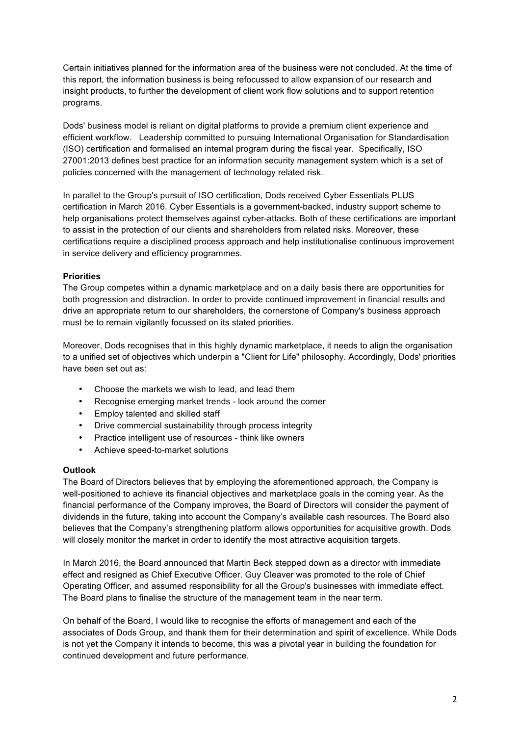Certain initiatives planned for the information area of the business were not concluded. At the time of this report, the information business is being refocussed to allow expansion of our research and insight products, to further the development of client work flow solutions and to support retention programs.

Dods' business model is reliant on digital platforms to provide a premium client experience and efficient workflow. Leadership committed to pursuing International Organisation for Standardisation (ISO) certification and formalised an internal program during the fiscal year. Specifically, ISO 27001:2013 defines best practice for an information security management system which is a set of policies concerned with the management of technology related risk.

In parallel to the Group's pursuit of ISO certification, Dods received Cyber Essentials PLUS certification in March 2016. Cyber Essentials is a government-backed, industry support scheme to help organisations protect themselves against cyber-attacks. Both of these certifications are important to assist in the protection of our clients and shareholders from related risks. Moreover, these certifications require a disciplined process approach and help institutionalise continuous improvement in service delivery and efficiency programmes.

**Priorities**

The Group competes within a dynamic marketplace and on a daily basis there are opportunities for both progression and distraction. In order to provide continued improvement in financial results and drive an appropriate return to our shareholders, the cornerstone of Company's business approach must be to remain vigilantly focussed on its stated priorities.

Moreover, Dods recognises that in this highly dynamic marketplace, it needs to align the organisation to a unified set of objectives which underpin a "Client for Life" philosophy. Accordingly, Dods' priorities have been set out as:

- Choose the markets we wish to lead, and lead them
- Recognise emerging market trends - look around the corner
- Employ talented and skilled staff
- Drive commercial sustainability through process integrity
- Practice intelligent use of resources - think like owners
- Achieve speed-to-market solutions

**Outlook**

The Board of Directors believes that by employing the aforementioned approach, the Company is well-positioned to achieve its financial objectives and marketplace goals in the coming year. As the financial performance of the Company improves, the Board of Directors will consider the payment of dividends in the future, taking into account the Company's available cash resources. The Board also believes that the Company's strengthening platform allows opportunities for acquisitive growth. Dods will closely monitor the market in order to identify the most attractive acquisition targets.

In March 2016, the Board announced that Martin Beck stepped down as a director with immediate effect and resigned as Chief Executive Officer. Guy Cleaver was promoted to the role of Chief Operating Officer, and assumed responsibility for all the Group's businesses with immediate effect. The Board plans to finalise the structure of the management team in the near term.

On behalf of the Board, I would like to recognise the efforts of management and each of the associates of Dods Group, and thank them for their determination and spirit of excellence. While Dods is not yet the Company it intends to become, this was a pivotal year in building the foundation for continued development and future performance.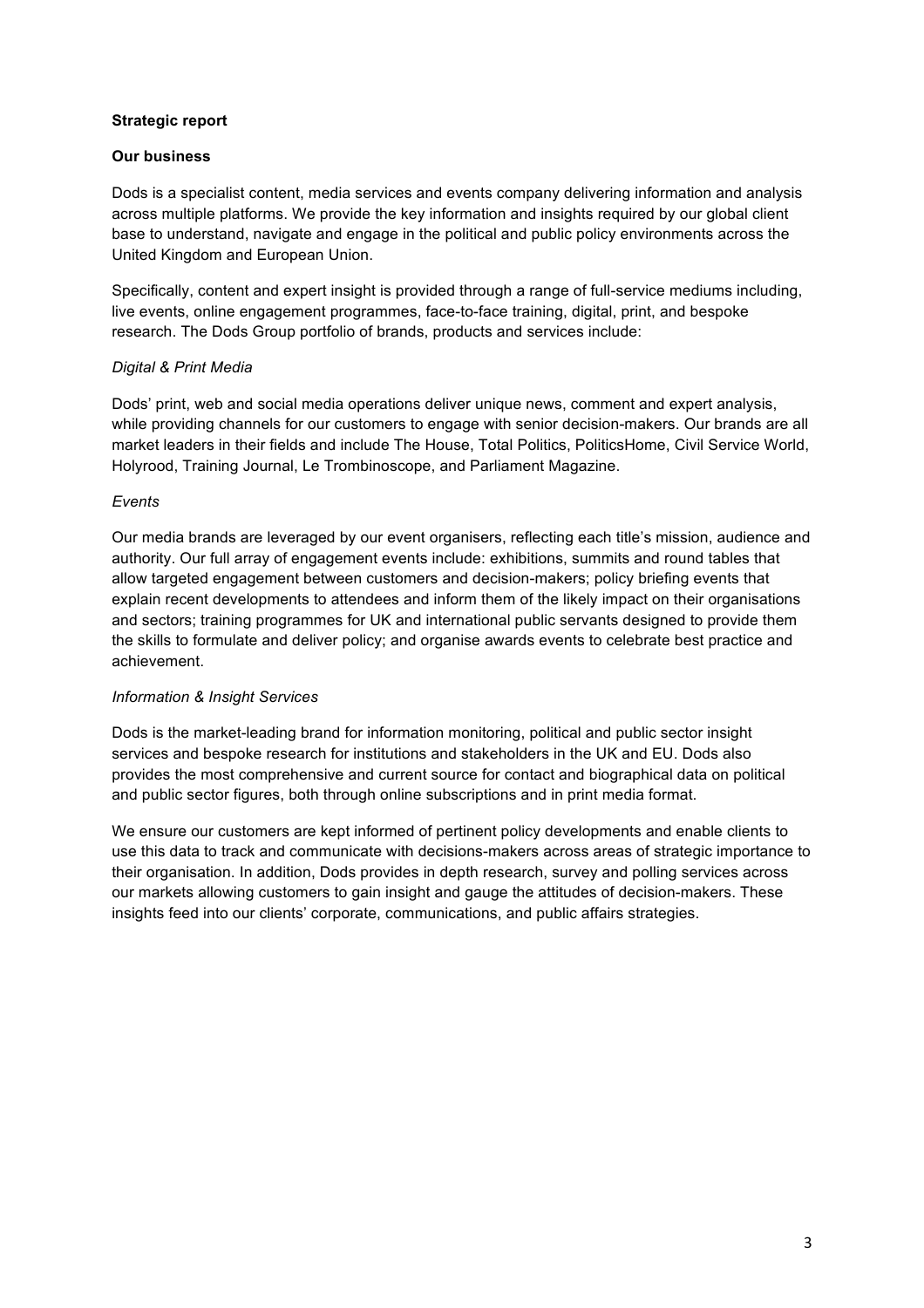## Strategic report

### Our business

Dods is a specialist content, media services and events company delivering information and analysis across multiple platforms. We provide the key information and insights required by our global client base to understand, navigate and engage in the political and public policy environments across the United Kingdom and European Union.

Specifically, content and expert insight is provided through a range of full-service mediums including, live events, online engagement programmes, face-to-face training, digital, print, and bespoke research. The Dods Group portfolio of brands, products and services include:

*Digital & Print Media*

Dods' print, web and social media operations deliver unique news, comment and expert analysis, while providing channels for our customers to engage with senior decision-makers. Our brands are all market leaders in their fields and include The House, Total Politics, PoliticsHome, Civil Service World, Holyrood, Training Journal, Le Trombinoscope, and Parliament Magazine.

*Events*

Our media brands are leveraged by our event organisers, reflecting each title's mission, audience and authority. Our full array of engagement events include: exhibitions, summits and round tables that allow targeted engagement between customers and decision-makers; policy briefing events that explain recent developments to attendees and inform them of the likely impact on their organisations and sectors; training programmes for UK and international public servants designed to provide them the skills to formulate and deliver policy; and organise awards events to celebrate best practice and achievement.

*Information & Insight Services*

Dods is the market-leading brand for information monitoring, political and public sector insight services and bespoke research for institutions and stakeholders in the UK and EU. Dods also provides the most comprehensive and current source for contact and biographical data on political and public sector figures, both through online subscriptions and in print media format.

We ensure our customers are kept informed of pertinent policy developments and enable clients to use this data to track and communicate with decisions-makers across areas of strategic importance to their organisation. In addition, Dods provides in depth research, survey and polling services across our markets allowing customers to gain insight and gauge the attitudes of decision-makers. These insights feed into our clients' corporate, communications, and public affairs strategies.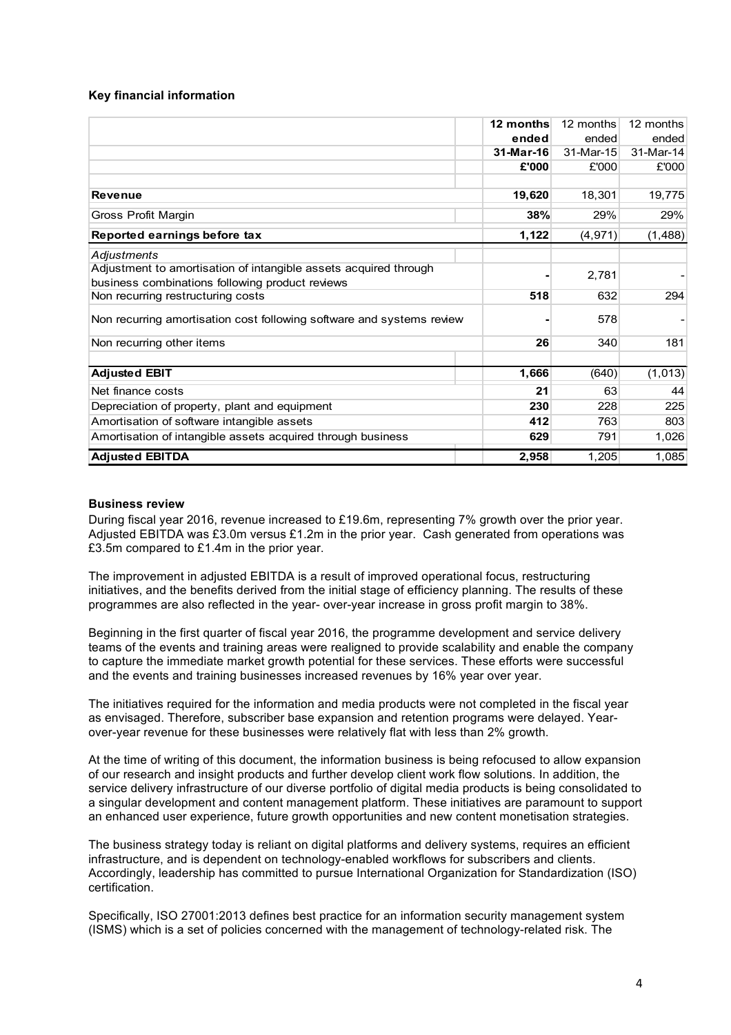**Key financial information**

| | **12 months ended 31-Mar-16 £'000** | 12 months ended 31-Mar-15 £'000 | 12 months ended 31-Mar-14 £'000 |
|---|---|---|---|
| **Revenue** | **19,620** | 18,301 | 19,775 |
| Gross Profit Margin | **38%** | 29% | 29% |
| **Reported earnings before tax** | **1,122** | (4,971) | (1,488) |
| *Adjustments* | | | |
| Adjustment to amortisation of intangible assets acquired through business combinations following product reviews | **-** | 2,781 | - |
| Non recurring restructuring costs | **518** | 632 | 294 |
| Non recurring amortisation cost following software and systems review | **-** | 578 | - |
| Non recurring other items | **26** | 340 | 181 |
| **Adjusted EBIT** | **1,666** | (640) | (1,013) |
| Net finance costs | **21** | 63 | 44 |
| Depreciation of property, plant and equipment | **230** | 228 | 225 |
| Amortisation of software intangible assets | **412** | 763 | 803 |
| Amortisation of intangible assets acquired through business | **629** | 791 | 1,026 |
| **Adjusted EBITDA** | **2,958** | 1,205 | 1,085 |

**Business review**

During fiscal year 2016, revenue increased to £19.6m, representing 7% growth over the prior year. Adjusted EBITDA was £3.0m versus £1.2m in the prior year. Cash generated from operations was £3.5m compared to £1.4m in the prior year.

The improvement in adjusted EBITDA is a result of improved operational focus, restructuring initiatives, and the benefits derived from the initial stage of efficiency planning. The results of these programmes are also reflected in the year- over-year increase in gross profit margin to 38%.

Beginning in the first quarter of fiscal year 2016, the programme development and service delivery teams of the events and training areas were realigned to provide scalability and enable the company to capture the immediate market growth potential for these services. These efforts were successful and the events and training businesses increased revenues by 16% year over year.

The initiatives required for the information and media products were not completed in the fiscal year as envisaged. Therefore, subscriber base expansion and retention programs were delayed. Year-over-year revenue for these businesses were relatively flat with less than 2% growth.

At the time of writing of this document, the information business is being refocused to allow expansion of our research and insight products and further develop client work flow solutions. In addition, the service delivery infrastructure of our diverse portfolio of digital media products is being consolidated to a singular development and content management platform. These initiatives are paramount to support an enhanced user experience, future growth opportunities and new content monetisation strategies.

The business strategy today is reliant on digital platforms and delivery systems, requires an efficient infrastructure, and is dependent on technology-enabled workflows for subscribers and clients. Accordingly, leadership has committed to pursue International Organization for Standardization (ISO) certification.

Specifically, ISO 27001:2013 defines best practice for an information security management system (ISMS) which is a set of policies concerned with the management of technology-related risk. The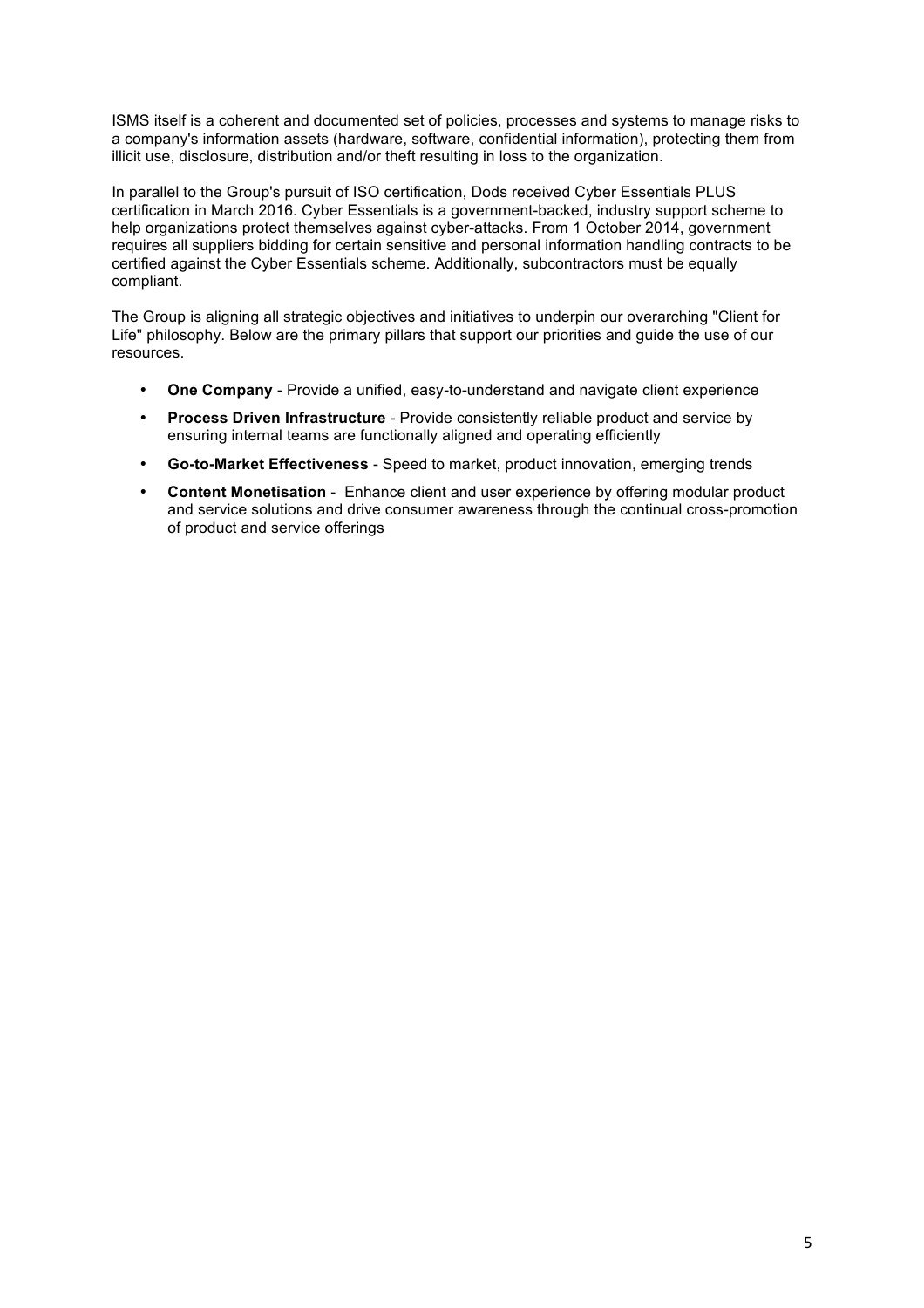ISMS itself is a coherent and documented set of policies, processes and systems to manage risks to a company's information assets (hardware, software, confidential information), protecting them from illicit use, disclosure, distribution and/or theft resulting in loss to the organization.

In parallel to the Group's pursuit of ISO certification, Dods received Cyber Essentials PLUS certification in March 2016. Cyber Essentials is a government-backed, industry support scheme to help organizations protect themselves against cyber-attacks. From 1 October 2014, government requires all suppliers bidding for certain sensitive and personal information handling contracts to be certified against the Cyber Essentials scheme. Additionally, subcontractors must be equally compliant.

The Group is aligning all strategic objectives and initiatives to underpin our overarching "Client for Life" philosophy. Below are the primary pillars that support our priorities and guide the use of our resources.

- **One Company** - Provide a unified, easy-to-understand and navigate client experience
- **Process Driven Infrastructure** - Provide consistently reliable product and service by ensuring internal teams are functionally aligned and operating efficiently
- **Go-to-Market Effectiveness** - Speed to market, product innovation, emerging trends
- **Content Monetisation** - Enhance client and user experience by offering modular product and service solutions and drive consumer awareness through the continual cross-promotion of product and service offerings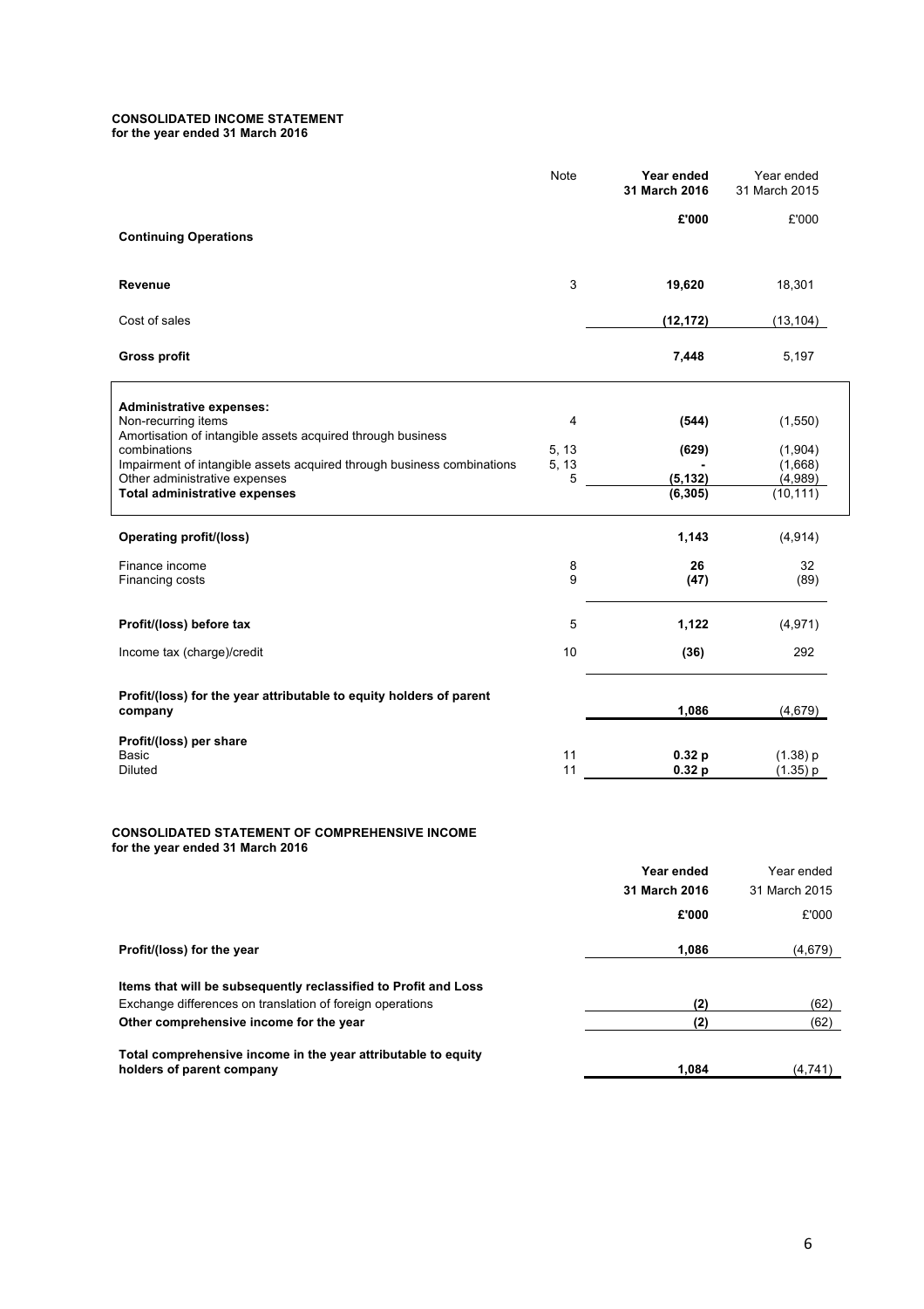## CONSOLIDATED INCOME STATEMENT

**for the year ended 31 March 2016**

| | Note | Year ended 31 March 2016 | Year ended 31 March 2015 |
|---|---|---|---|
| | | £'000 | £'000 |
| **Continuing Operations** | | | |
| **Revenue** | 3 | **19,620** | 18,301 |
| Cost of sales | | **(12,172)** | (13,104) |
| **Gross profit** | | **7,448** | 5,197 |
| **Administrative expenses:** | | | |
| Non-recurring items | 4 | **(544)** | (1,550) |
| Amortisation of intangible assets acquired through business combinations | 5, 13 | **(629)** | (1,904) |
| Impairment of intangible assets acquired through business combinations | 5, 13 | **-** | (1,668) |
| Other administrative expenses | 5 | **(5,132)** | (4,989) |
| **Total administrative expenses** | | **(6,305)** | (10,111) |
| **Operating profit/(loss)** | | **1,143** | (4,914) |
| Finance income | 8 | **26** | 32 |
| Financing costs | 9 | **(47)** | (89) |
| **Profit/(loss) before tax** | 5 | **1,122** | (4,971) |
| Income tax (charge)/credit | 10 | **(36)** | 292 |
| **Profit/(loss) for the year attributable to equity holders of parent company** | | **1,086** | (4,679) |
| **Profit/(loss) per share** | | | |
| Basic | 11 | **0.32 p** | (1.38) p |
| Diluted | 11 | **0.32 p** | (1.35) p |

## CONSOLIDATED STATEMENT OF COMPREHENSIVE INCOME

**for the year ended 31 March 2016**

| | Year ended 31 March 2016 | Year ended 31 March 2015 |
|---|---|---|
| | £'000 | £'000 |
| **Profit/(loss) for the year** | **1,086** | (4,679) |
| **Items that will be subsequently reclassified to Profit and Loss** | | |
| Exchange differences on translation of foreign operations | **(2)** | (62) |
| **Other comprehensive income for the year** | **(2)** | (62) |
| **Total comprehensive income in the year attributable to equity holders of parent company** | **1,084** | (4,741) |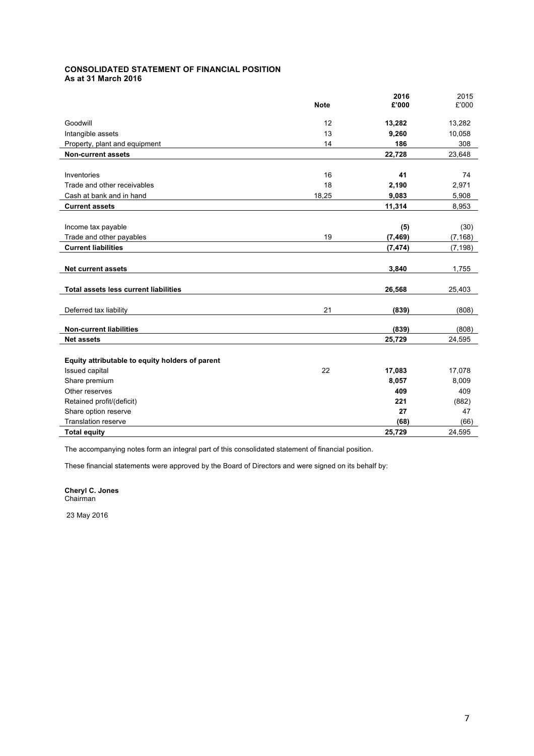**CONSOLIDATED STATEMENT OF FINANCIAL POSITION**
**As at 31 March 2016**

| | Note | 2016 £'000 | 2015 £'000 |
|---|---|---|---|
| Goodwill | 12 | **13,282** | 13,282 |
| Intangible assets | 13 | **9,260** | 10,058 |
| Property, plant and equipment | 14 | **186** | 308 |
| **Non-current assets** | | **22,728** | 23,648 |
| | | | |
| Inventories | 16 | **41** | 74 |
| Trade and other receivables | 18 | **2,190** | 2,971 |
| Cash at bank and in hand | 18,25 | **9,083** | 5,908 |
| **Current assets** | | **11,314** | 8,953 |
| | | | |
| Income tax payable | | **(5)** | (30) |
| Trade and other payables | 19 | **(7,469)** | (7,168) |
| **Current liabilities** | | **(7,474)** | (7,198) |
| | | | |
| **Net current assets** | | **3,840** | 1,755 |
| | | | |
| **Total assets less current liabilities** | | **26,568** | 25,403 |
| | | | |
| Deferred tax liability | 21 | **(839)** | (808) |
| | | | |
| **Non-current liabilities** | | **(839)** | (808) |
| **Net assets** | | **25,729** | 24,595 |
| | | | |
| **Equity attributable to equity holders of parent** | | | |
| Issued capital | 22 | **17,083** | 17,078 |
| Share premium | | **8,057** | 8,009 |
| Other reserves | | **409** | 409 |
| Retained profit/(deficit) | | **221** | (882) |
| Share option reserve | | **27** | 47 |
| Translation reserve | | **(68)** | (66) |
| **Total equity** | | **25,729** | 24,595 |

The accompanying notes form an integral part of this consolidated statement of financial position.

These financial statements were approved by the Board of Directors and were signed on its behalf by:

**Cheryl C. Jones**
Chairman

23 May 2016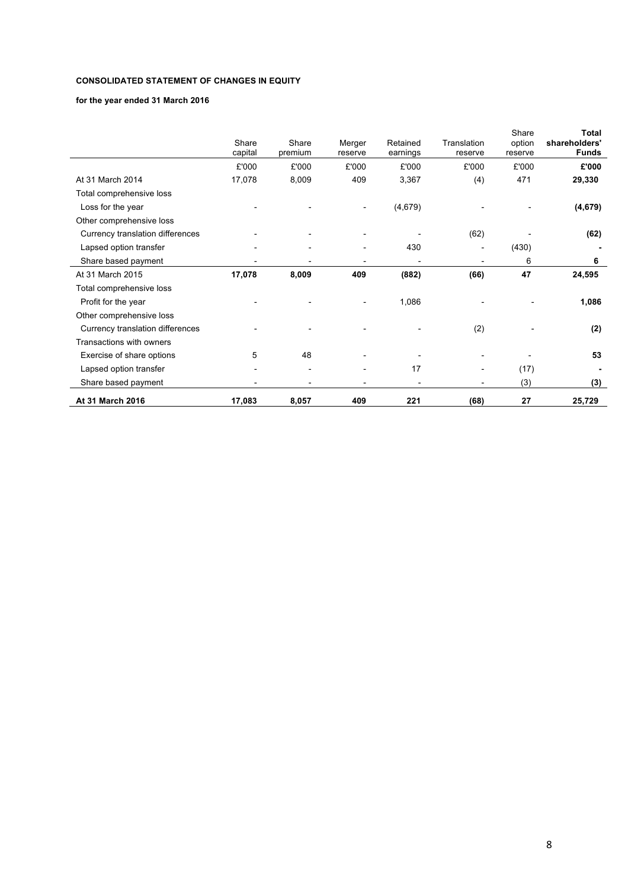**CONSOLIDATED STATEMENT OF CHANGES IN EQUITY**

**for the year ended 31 March 2016**

| | Share capital | Share premium | Merger reserve | Retained earnings | Translation reserve | Share option reserve | **Total shareholders' Funds** |
|---|---|---|---|---|---|---|---|
| | £'000 | £'000 | £'000 | £'000 | £'000 | £'000 | **£'000** |
| At 31 March 2014 | 17,078 | 8,009 | 409 | 3,367 | (4) | 471 | **29,330** |
| Total comprehensive loss | | | | | | | |
| Loss for the year | - | - | - | (4,679) | - | - | **(4,679)** |
| Other comprehensive loss | | | | | | | |
| Currency translation differences | - | - | - | - | (62) | - | **(62)** |
| Lapsed option transfer | - | - | - | 430 | - | (430) | **-** |
| Share based payment | - | - | - | - | - | 6 | **6** |
| At 31 March 2015 | **17,078** | **8,009** | **409** | **(882)** | **(66)** | **47** | **24,595** |
| Total comprehensive loss | | | | | | | |
| Profit for the year | - | - | - | 1,086 | - | - | **1,086** |
| Other comprehensive loss | | | | | | | |
| Currency translation differences | - | - | - | - | (2) | - | **(2)** |
| Transactions with owners | | | | | | | |
| Exercise of share options | 5 | 48 | - | - | - | - | **53** |
| Lapsed option transfer | - | - | - | 17 | - | (17) | **-** |
| Share based payment | - | - | - | - | - | (3) | **(3)** |
| **At 31 March 2016** | **17,083** | **8,057** | **409** | **221** | **(68)** | **27** | **25,729** |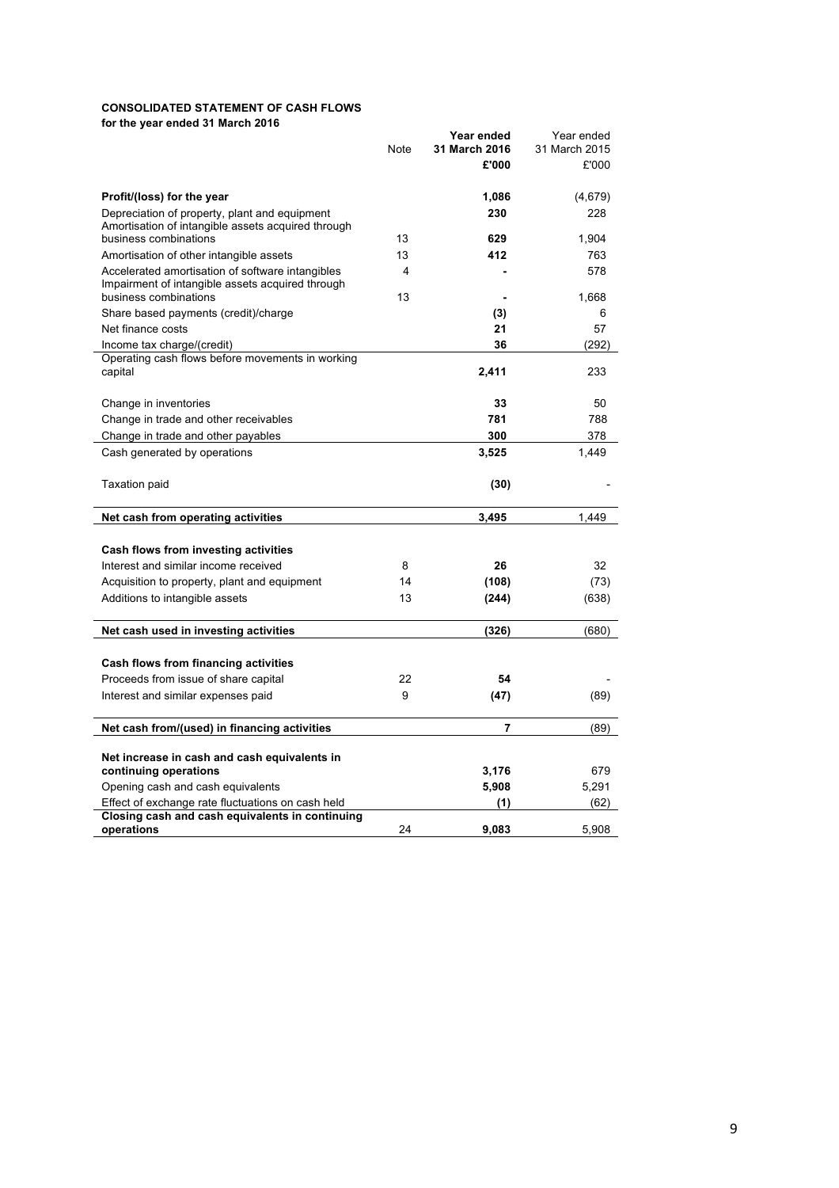**CONSOLIDATED STATEMENT OF CASH FLOWS**
**for the year ended 31 March 2016**

| | Note | **Year ended 31 March 2016 £'000** | Year ended 31 March 2015 £'000 |
|---|---|---|---|
| **Profit/(loss) for the year** | | **1,086** | (4,679) |
| Depreciation of property, plant and equipment | | **230** | 228 |
| Amortisation of intangible assets acquired through business combinations | 13 | **629** | 1,904 |
| Amortisation of other intangible assets | 13 | **412** | 763 |
| Accelerated amortisation of software intangibles | 4 | **-** | 578 |
| Impairment of intangible assets acquired through business combinations | 13 | **-** | 1,668 |
| Share based payments (credit)/charge | | **(3)** | 6 |
| Net finance costs | | **21** | 57 |
| Income tax charge/(credit) | | **36** | (292) |
| Operating cash flows before movements in working capital | | **2,411** | 233 |
| Change in inventories | | **33** | 50 |
| Change in trade and other receivables | | **781** | 788 |
| Change in trade and other payables | | **300** | 378 |
| Cash generated by operations | | **3,525** | 1,449 |
| Taxation paid | | **(30)** | - |
| **Net cash from operating activities** | | **3,495** | 1,449 |
| **Cash flows from investing activities** | | | |
| Interest and similar income received | 8 | **26** | 32 |
| Acquisition to property, plant and equipment | 14 | **(108)** | (73) |
| Additions to intangible assets | 13 | **(244)** | (638) |
| **Net cash used in investing activities** | | **(326)** | (680) |
| **Cash flows from financing activities** | | | |
| Proceeds from issue of share capital | 22 | **54** | - |
| Interest and similar expenses paid | 9 | **(47)** | (89) |
| **Net cash from/(used) in financing activities** | | **7** | (89) |
| **Net increase in cash and cash equivalents in continuing operations** | | **3,176** | 679 |
| Opening cash and cash equivalents | | **5,908** | 5,291 |
| Effect of exchange rate fluctuations on cash held | | **(1)** | (62) |
| **Closing cash and cash equivalents in continuing operations** | 24 | **9,083** | 5,908 |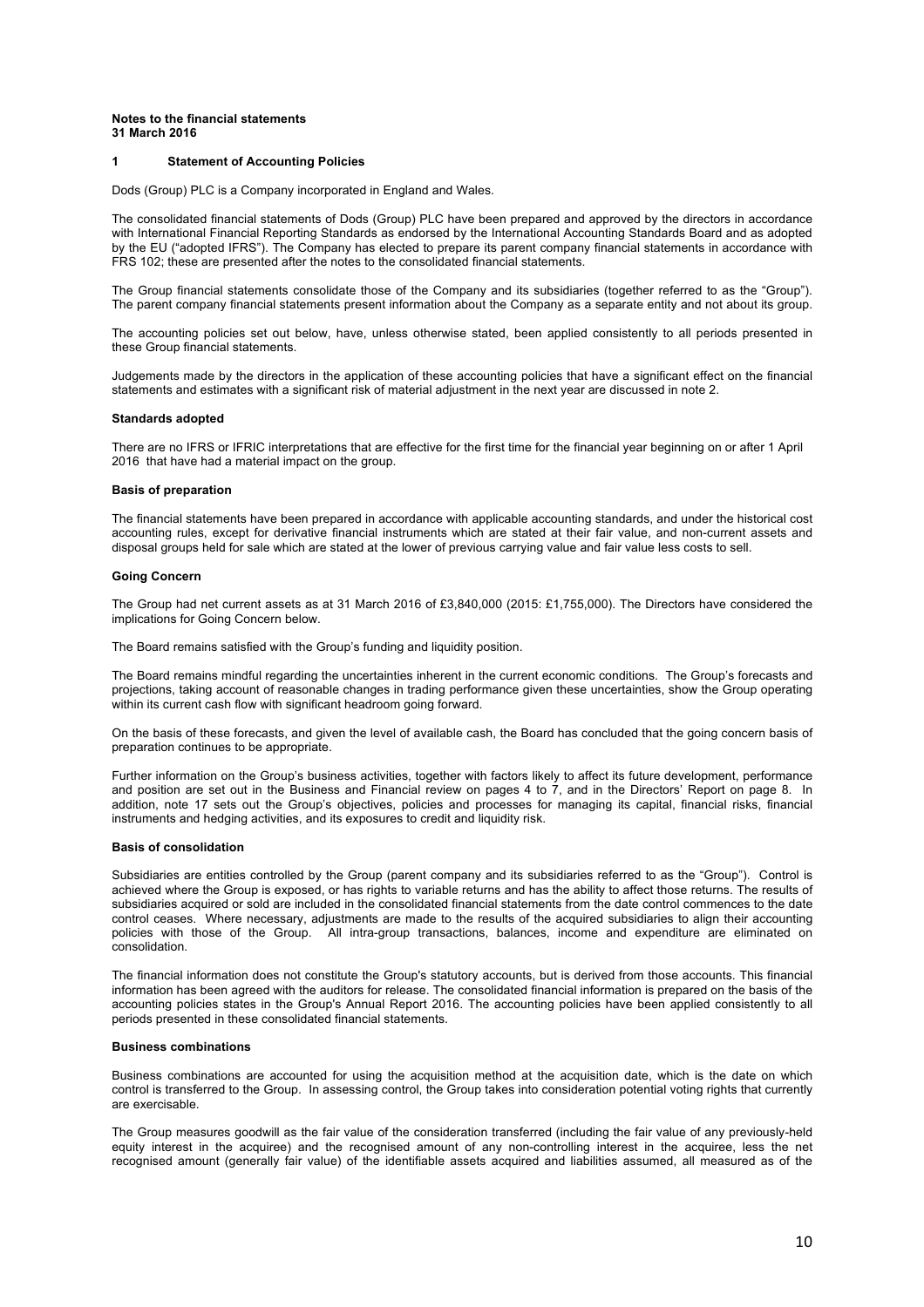**Notes to the financial statements**
**31 March 2016**

## 1 Statement of Accounting Policies

Dods (Group) PLC is a Company incorporated in England and Wales.

The consolidated financial statements of Dods (Group) PLC have been prepared and approved by the directors in accordance with International Financial Reporting Standards as endorsed by the International Accounting Standards Board and as adopted by the EU ("adopted IFRS"). The Company has elected to prepare its parent company financial statements in accordance with FRS 102; these are presented after the notes to the consolidated financial statements.

The Group financial statements consolidate those of the Company and its subsidiaries (together referred to as the "Group"). The parent company financial statements present information about the Company as a separate entity and not about its group.

The accounting policies set out below, have, unless otherwise stated, been applied consistently to all periods presented in these Group financial statements.

Judgements made by the directors in the application of these accounting policies that have a significant effect on the financial statements and estimates with a significant risk of material adjustment in the next year are discussed in note 2.

### Standards adopted

There are no IFRS or IFRIC interpretations that are effective for the first time for the financial year beginning on or after 1 April 2016 that have had a material impact on the group.

### Basis of preparation

The financial statements have been prepared in accordance with applicable accounting standards, and under the historical cost accounting rules, except for derivative financial instruments which are stated at their fair value, and non-current assets and disposal groups held for sale which are stated at the lower of previous carrying value and fair value less costs to sell.

### Going Concern

The Group had net current assets as at 31 March 2016 of £3,840,000 (2015: £1,755,000). The Directors have considered the implications for Going Concern below.

The Board remains satisfied with the Group's funding and liquidity position.

The Board remains mindful regarding the uncertainties inherent in the current economic conditions. The Group's forecasts and projections, taking account of reasonable changes in trading performance given these uncertainties, show the Group operating within its current cash flow with significant headroom going forward.

On the basis of these forecasts, and given the level of available cash, the Board has concluded that the going concern basis of preparation continues to be appropriate.

Further information on the Group's business activities, together with factors likely to affect its future development, performance and position are set out in the Business and Financial review on pages 4 to 7, and in the Directors' Report on page 8. In addition, note 17 sets out the Group's objectives, policies and processes for managing its capital, financial risks, financial instruments and hedging activities, and its exposures to credit and liquidity risk.

### Basis of consolidation

Subsidiaries are entities controlled by the Group (parent company and its subsidiaries referred to as the "Group"). Control is achieved where the Group is exposed, or has rights to variable returns and has the ability to affect those returns. The results of subsidiaries acquired or sold are included in the consolidated financial statements from the date control commences to the date control ceases. Where necessary, adjustments are made to the results of the acquired subsidiaries to align their accounting policies with those of the Group. All intra-group transactions, balances, income and expenditure are eliminated on consolidation.

The financial information does not constitute the Group's statutory accounts, but is derived from those accounts. This financial information has been agreed with the auditors for release. The consolidated financial information is prepared on the basis of the accounting policies states in the Group's Annual Report 2016. The accounting policies have been applied consistently to all periods presented in these consolidated financial statements.

### Business combinations

Business combinations are accounted for using the acquisition method at the acquisition date, which is the date on which control is transferred to the Group. In assessing control, the Group takes into consideration potential voting rights that currently are exercisable.

The Group measures goodwill as the fair value of the consideration transferred (including the fair value of any previously-held equity interest in the acquiree) and the recognised amount of any non-controlling interest in the acquiree, less the net recognised amount (generally fair value) of the identifiable assets acquired and liabilities assumed, all measured as of the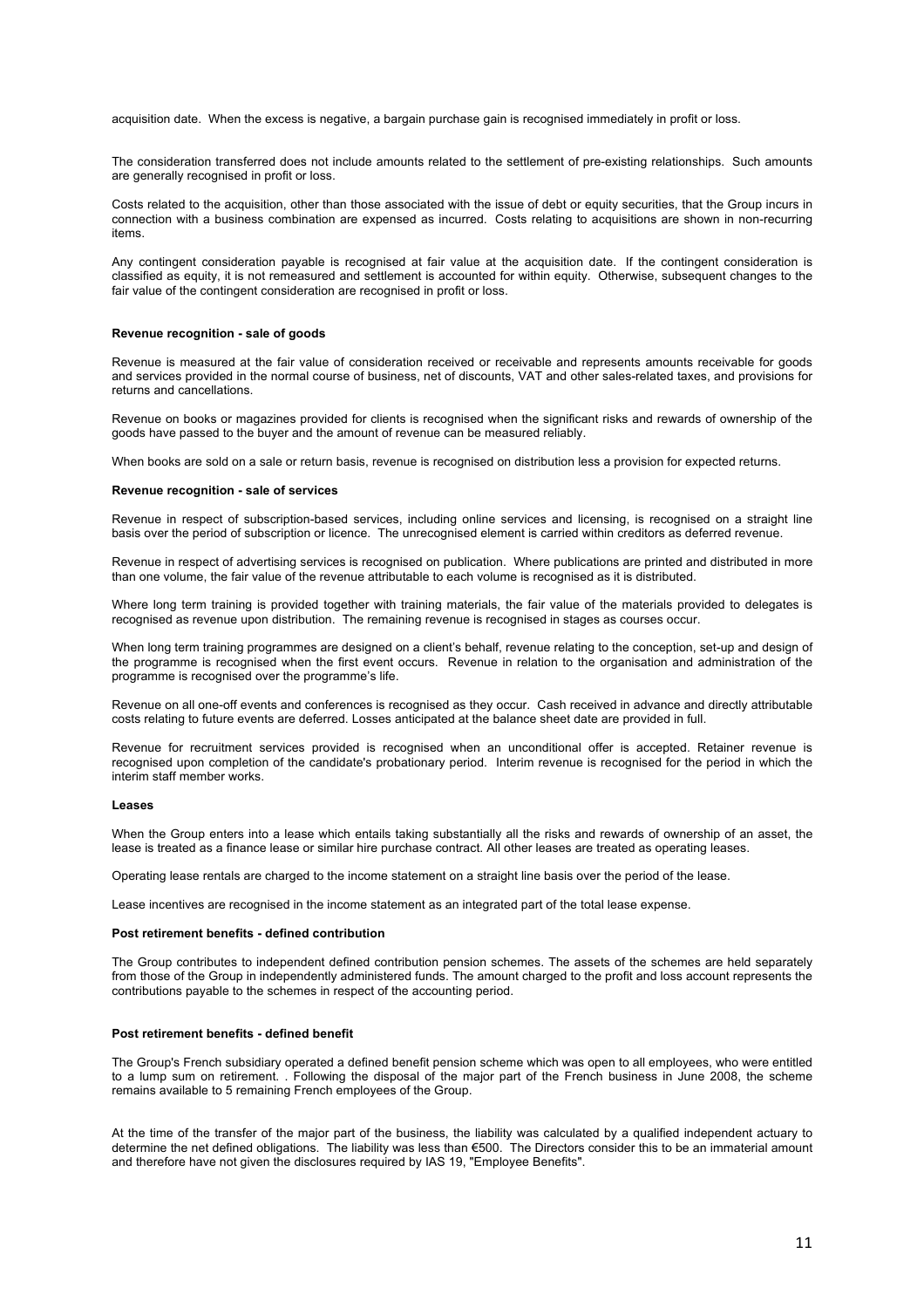acquisition date. When the excess is negative, a bargain purchase gain is recognised immediately in profit or loss.

The consideration transferred does not include amounts related to the settlement of pre-existing relationships. Such amounts are generally recognised in profit or loss.

Costs related to the acquisition, other than those associated with the issue of debt or equity securities, that the Group incurs in connection with a business combination are expensed as incurred. Costs relating to acquisitions are shown in non-recurring items.

Any contingent consideration payable is recognised at fair value at the acquisition date. If the contingent consideration is classified as equity, it is not remeasured and settlement is accounted for within equity. Otherwise, subsequent changes to the fair value of the contingent consideration are recognised in profit or loss.

**Revenue recognition - sale of goods**

Revenue is measured at the fair value of consideration received or receivable and represents amounts receivable for goods and services provided in the normal course of business, net of discounts, VAT and other sales-related taxes, and provisions for returns and cancellations.

Revenue on books or magazines provided for clients is recognised when the significant risks and rewards of ownership of the goods have passed to the buyer and the amount of revenue can be measured reliably.

When books are sold on a sale or return basis, revenue is recognised on distribution less a provision for expected returns.

**Revenue recognition - sale of services**

Revenue in respect of subscription-based services, including online services and licensing, is recognised on a straight line basis over the period of subscription or licence. The unrecognised element is carried within creditors as deferred revenue.

Revenue in respect of advertising services is recognised on publication. Where publications are printed and distributed in more than one volume, the fair value of the revenue attributable to each volume is recognised as it is distributed.

Where long term training is provided together with training materials, the fair value of the materials provided to delegates is recognised as revenue upon distribution. The remaining revenue is recognised in stages as courses occur.

When long term training programmes are designed on a client's behalf, revenue relating to the conception, set-up and design of the programme is recognised when the first event occurs. Revenue in relation to the organisation and administration of the programme is recognised over the programme's life.

Revenue on all one-off events and conferences is recognised as they occur. Cash received in advance and directly attributable costs relating to future events are deferred. Losses anticipated at the balance sheet date are provided in full.

Revenue for recruitment services provided is recognised when an unconditional offer is accepted. Retainer revenue is recognised upon completion of the candidate's probationary period. Interim revenue is recognised for the period in which the interim staff member works.

**Leases**

When the Group enters into a lease which entails taking substantially all the risks and rewards of ownership of an asset, the lease is treated as a finance lease or similar hire purchase contract. All other leases are treated as operating leases.

Operating lease rentals are charged to the income statement on a straight line basis over the period of the lease.

Lease incentives are recognised in the income statement as an integrated part of the total lease expense.

**Post retirement benefits - defined contribution**

The Group contributes to independent defined contribution pension schemes. The assets of the schemes are held separately from those of the Group in independently administered funds. The amount charged to the profit and loss account represents the contributions payable to the schemes in respect of the accounting period.

**Post retirement benefits - defined benefit**

The Group's French subsidiary operated a defined benefit pension scheme which was open to all employees, who were entitled to a lump sum on retirement. . Following the disposal of the major part of the French business in June 2008, the scheme remains available to 5 remaining French employees of the Group.

At the time of the transfer of the major part of the business, the liability was calculated by a qualified independent actuary to determine the net defined obligations. The liability was less than €500. The Directors consider this to be an immaterial amount and therefore have not given the disclosures required by IAS 19, "Employee Benefits".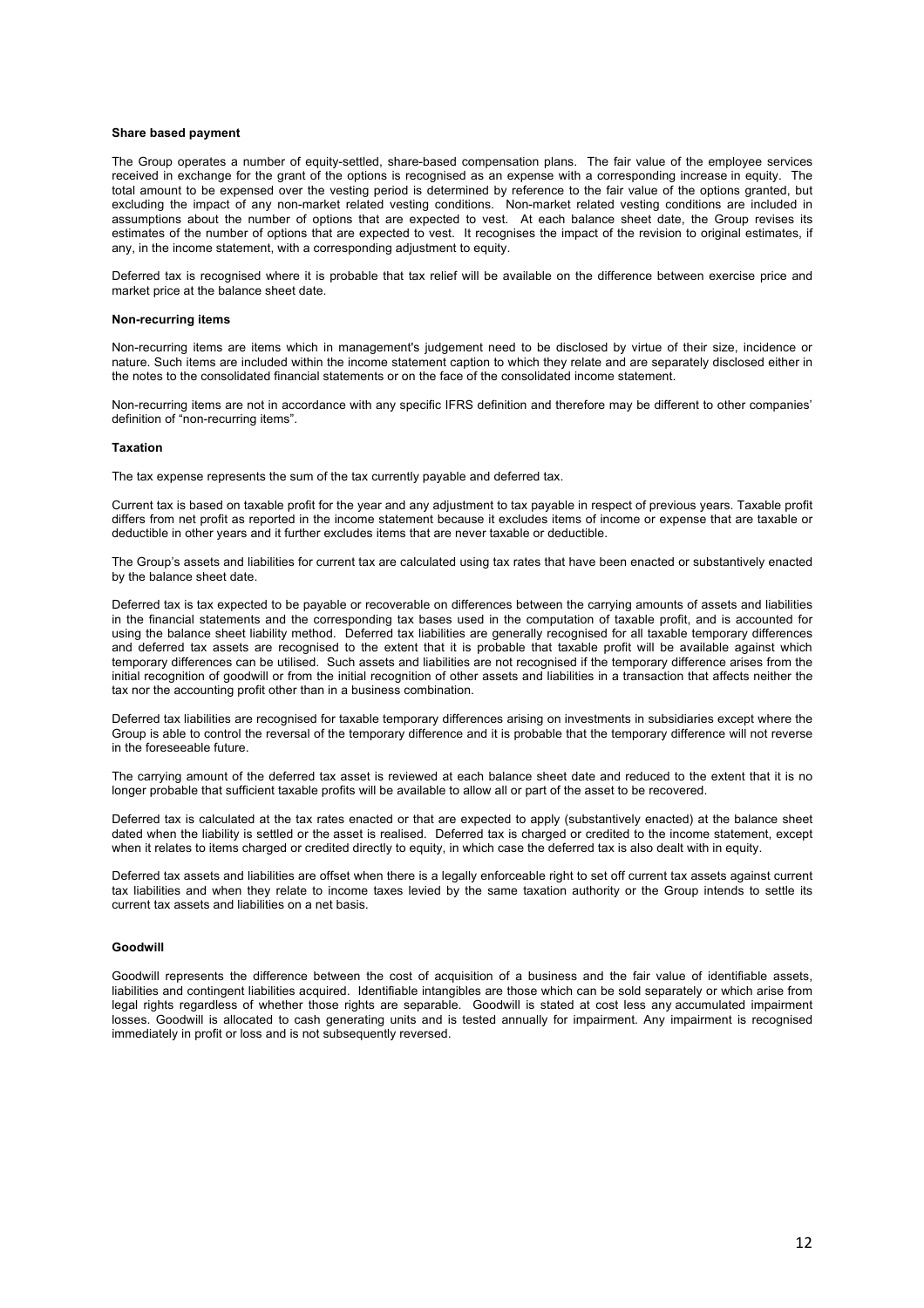**Share based payment**

The Group operates a number of equity-settled, share-based compensation plans. The fair value of the employee services received in exchange for the grant of the options is recognised as an expense with a corresponding increase in equity. The total amount to be expensed over the vesting period is determined by reference to the fair value of the options granted, but excluding the impact of any non-market related vesting conditions. Non-market related vesting conditions are included in assumptions about the number of options that are expected to vest. At each balance sheet date, the Group revises its estimates of the number of options that are expected to vest. It recognises the impact of the revision to original estimates, if any, in the income statement, with a corresponding adjustment to equity.

Deferred tax is recognised where it is probable that tax relief will be available on the difference between exercise price and market price at the balance sheet date.

**Non-recurring items**

Non-recurring items are items which in management's judgement need to be disclosed by virtue of their size, incidence or nature. Such items are included within the income statement caption to which they relate and are separately disclosed either in the notes to the consolidated financial statements or on the face of the consolidated income statement.

Non-recurring items are not in accordance with any specific IFRS definition and therefore may be different to other companies' definition of "non-recurring items".

**Taxation**

The tax expense represents the sum of the tax currently payable and deferred tax.

Current tax is based on taxable profit for the year and any adjustment to tax payable in respect of previous years. Taxable profit differs from net profit as reported in the income statement because it excludes items of income or expense that are taxable or deductible in other years and it further excludes items that are never taxable or deductible.

The Group's assets and liabilities for current tax are calculated using tax rates that have been enacted or substantively enacted by the balance sheet date.

Deferred tax is tax expected to be payable or recoverable on differences between the carrying amounts of assets and liabilities in the financial statements and the corresponding tax bases used in the computation of taxable profit, and is accounted for using the balance sheet liability method. Deferred tax liabilities are generally recognised for all taxable temporary differences and deferred tax assets are recognised to the extent that it is probable that taxable profit will be available against which temporary differences can be utilised. Such assets and liabilities are not recognised if the temporary difference arises from the initial recognition of goodwill or from the initial recognition of other assets and liabilities in a transaction that affects neither the tax nor the accounting profit other than in a business combination.

Deferred tax liabilities are recognised for taxable temporary differences arising on investments in subsidiaries except where the Group is able to control the reversal of the temporary difference and it is probable that the temporary difference will not reverse in the foreseeable future.

The carrying amount of the deferred tax asset is reviewed at each balance sheet date and reduced to the extent that it is no longer probable that sufficient taxable profits will be available to allow all or part of the asset to be recovered.

Deferred tax is calculated at the tax rates enacted or that are expected to apply (substantively enacted) at the balance sheet dated when the liability is settled or the asset is realised. Deferred tax is charged or credited to the income statement, except when it relates to items charged or credited directly to equity, in which case the deferred tax is also dealt with in equity.

Deferred tax assets and liabilities are offset when there is a legally enforceable right to set off current tax assets against current tax liabilities and when they relate to income taxes levied by the same taxation authority or the Group intends to settle its current tax assets and liabilities on a net basis.

**Goodwill**

Goodwill represents the difference between the cost of acquisition of a business and the fair value of identifiable assets, liabilities and contingent liabilities acquired. Identifiable intangibles are those which can be sold separately or which arise from legal rights regardless of whether those rights are separable. Goodwill is stated at cost less any accumulated impairment losses. Goodwill is allocated to cash generating units and is tested annually for impairment. Any impairment is recognised immediately in profit or loss and is not subsequently reversed.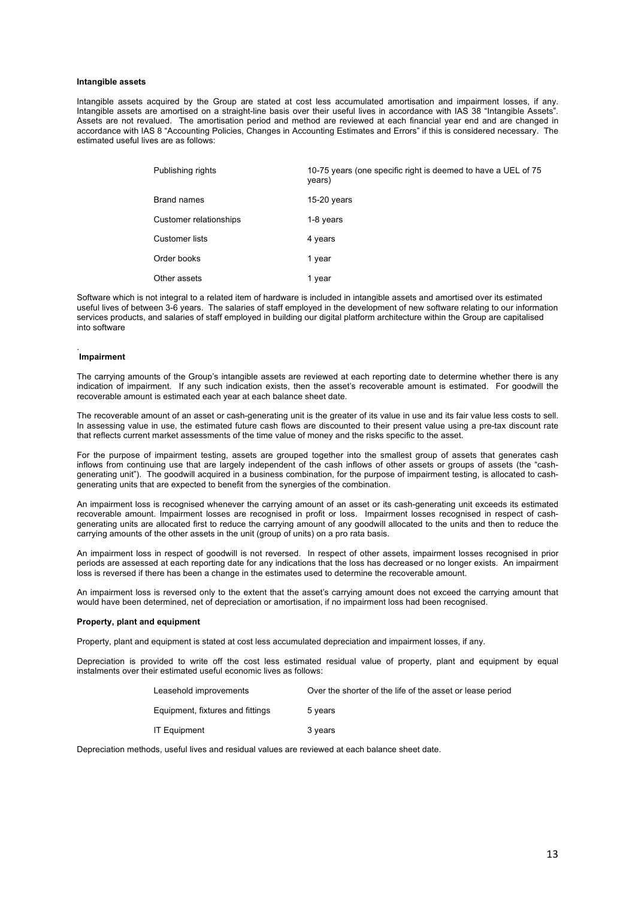**Intangible assets**

Intangible assets acquired by the Group are stated at cost less accumulated amortisation and impairment losses, if any. Intangible assets are amortised on a straight-line basis over their useful lives in accordance with IAS 38 "Intangible Assets". Assets are not revalued. The amortisation period and method are reviewed at each financial year end and are changed in accordance with IAS 8 "Accounting Policies, Changes in Accounting Estimates and Errors" if this is considered necessary. The estimated useful lives are as follows:

| | |
|---|---|
| Publishing rights | 10-75 years (one specific right is deemed to have a UEL of 75 years) |
| Brand names | 15-20 years |
| Customer relationships | 1-8 years |
| Customer lists | 4 years |
| Order books | 1 year |
| Other assets | 1 year |

Software which is not integral to a related item of hardware is included in intangible assets and amortised over its estimated useful lives of between 3-6 years. The salaries of staff employed in the development of new software relating to our information services products, and salaries of staff employed in building our digital platform architecture within the Group are capitalised into software

.

**Impairment**

The carrying amounts of the Group's intangible assets are reviewed at each reporting date to determine whether there is any indication of impairment. If any such indication exists, then the asset's recoverable amount is estimated. For goodwill the recoverable amount is estimated each year at each balance sheet date.

The recoverable amount of an asset or cash-generating unit is the greater of its value in use and its fair value less costs to sell. In assessing value in use, the estimated future cash flows are discounted to their present value using a pre-tax discount rate that reflects current market assessments of the time value of money and the risks specific to the asset.

For the purpose of impairment testing, assets are grouped together into the smallest group of assets that generates cash inflows from continuing use that are largely independent of the cash inflows of other assets or groups of assets (the "cash-generating unit"). The goodwill acquired in a business combination, for the purpose of impairment testing, is allocated to cash-generating units that are expected to benefit from the synergies of the combination.

An impairment loss is recognised whenever the carrying amount of an asset or its cash-generating unit exceeds its estimated recoverable amount. Impairment losses are recognised in profit or loss. Impairment losses recognised in respect of cash-generating units are allocated first to reduce the carrying amount of any goodwill allocated to the units and then to reduce the carrying amounts of the other assets in the unit (group of units) on a pro rata basis.

An impairment loss in respect of goodwill is not reversed. In respect of other assets, impairment losses recognised in prior periods are assessed at each reporting date for any indications that the loss has decreased or no longer exists. An impairment loss is reversed if there has been a change in the estimates used to determine the recoverable amount.

An impairment loss is reversed only to the extent that the asset's carrying amount does not exceed the carrying amount that would have been determined, net of depreciation or amortisation, if no impairment loss had been recognised.

**Property, plant and equipment**

Property, plant and equipment is stated at cost less accumulated depreciation and impairment losses, if any.

Depreciation is provided to write off the cost less estimated residual value of property, plant and equipment by equal instalments over their estimated useful economic lives as follows:

| | |
|---|---|
| Leasehold improvements | Over the shorter of the life of the asset or lease period |
| Equipment, fixtures and fittings | 5 years |
| IT Equipment | 3 years |

Depreciation methods, useful lives and residual values are reviewed at each balance sheet date.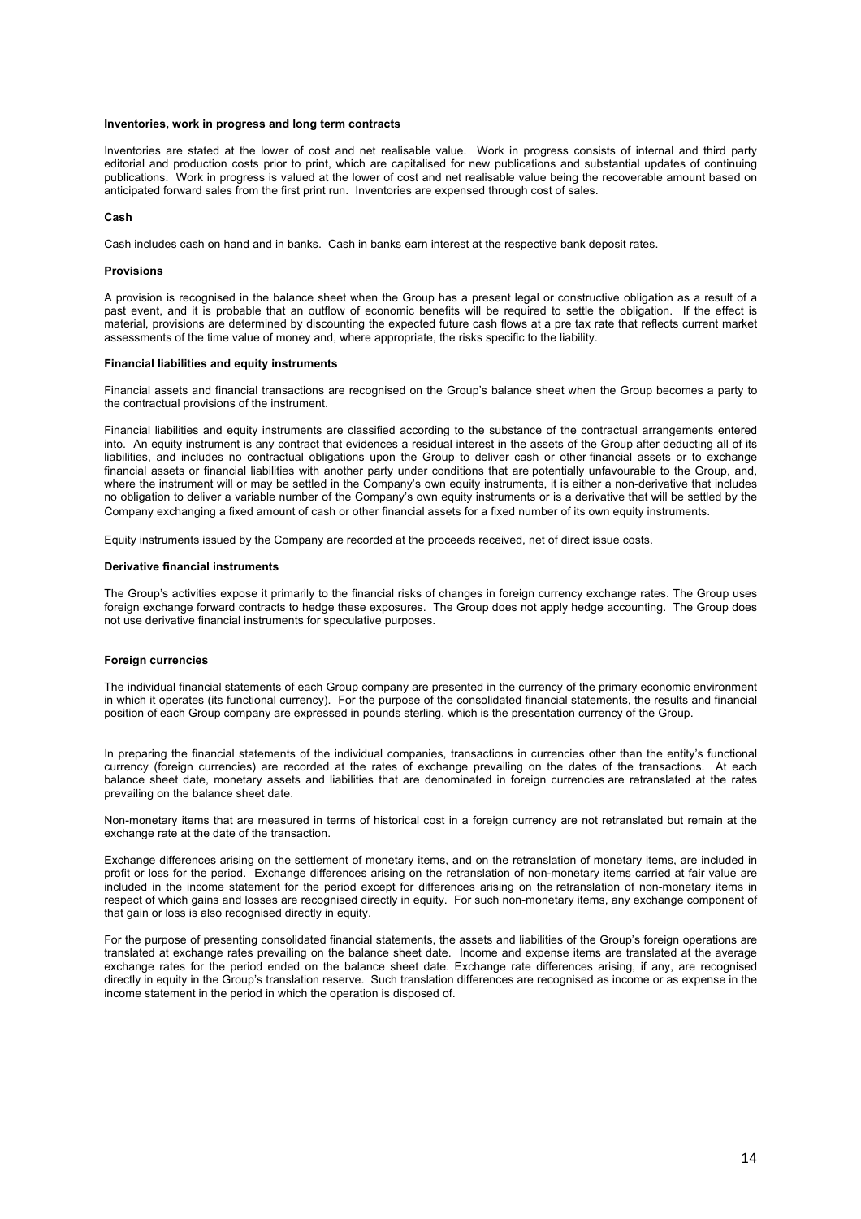**Inventories, work in progress and long term contracts**

Inventories are stated at the lower of cost and net realisable value. Work in progress consists of internal and third party editorial and production costs prior to print, which are capitalised for new publications and substantial updates of continuing publications. Work in progress is valued at the lower of cost and net realisable value being the recoverable amount based on anticipated forward sales from the first print run. Inventories are expensed through cost of sales.

**Cash**

Cash includes cash on hand and in banks. Cash in banks earn interest at the respective bank deposit rates.

**Provisions**

A provision is recognised in the balance sheet when the Group has a present legal or constructive obligation as a result of a past event, and it is probable that an outflow of economic benefits will be required to settle the obligation. If the effect is material, provisions are determined by discounting the expected future cash flows at a pre tax rate that reflects current market assessments of the time value of money and, where appropriate, the risks specific to the liability.

**Financial liabilities and equity instruments**

Financial assets and financial transactions are recognised on the Group's balance sheet when the Group becomes a party to the contractual provisions of the instrument.

Financial liabilities and equity instruments are classified according to the substance of the contractual arrangements entered into. An equity instrument is any contract that evidences a residual interest in the assets of the Group after deducting all of its liabilities, and includes no contractual obligations upon the Group to deliver cash or other financial assets or to exchange financial assets or financial liabilities with another party under conditions that are potentially unfavourable to the Group, and, where the instrument will or may be settled in the Company's own equity instruments, it is either a non-derivative that includes no obligation to deliver a variable number of the Company's own equity instruments or is a derivative that will be settled by the Company exchanging a fixed amount of cash or other financial assets for a fixed number of its own equity instruments.

Equity instruments issued by the Company are recorded at the proceeds received, net of direct issue costs.

**Derivative financial instruments**

The Group's activities expose it primarily to the financial risks of changes in foreign currency exchange rates. The Group uses foreign exchange forward contracts to hedge these exposures. The Group does not apply hedge accounting. The Group does not use derivative financial instruments for speculative purposes.

**Foreign currencies**

The individual financial statements of each Group company are presented in the currency of the primary economic environment in which it operates (its functional currency). For the purpose of the consolidated financial statements, the results and financial position of each Group company are expressed in pounds sterling, which is the presentation currency of the Group.

In preparing the financial statements of the individual companies, transactions in currencies other than the entity's functional currency (foreign currencies) are recorded at the rates of exchange prevailing on the dates of the transactions. At each balance sheet date, monetary assets and liabilities that are denominated in foreign currencies are retranslated at the rates prevailing on the balance sheet date.

Non-monetary items that are measured in terms of historical cost in a foreign currency are not retranslated but remain at the exchange rate at the date of the transaction.

Exchange differences arising on the settlement of monetary items, and on the retranslation of monetary items, are included in profit or loss for the period. Exchange differences arising on the retranslation of non-monetary items carried at fair value are included in the income statement for the period except for differences arising on the retranslation of non-monetary items in respect of which gains and losses are recognised directly in equity. For such non-monetary items, any exchange component of that gain or loss is also recognised directly in equity.

For the purpose of presenting consolidated financial statements, the assets and liabilities of the Group's foreign operations are translated at exchange rates prevailing on the balance sheet date. Income and expense items are translated at the average exchange rates for the period ended on the balance sheet date. Exchange rate differences arising, if any, are recognised directly in equity in the Group's translation reserve. Such translation differences are recognised as income or as expense in the income statement in the period in which the operation is disposed of.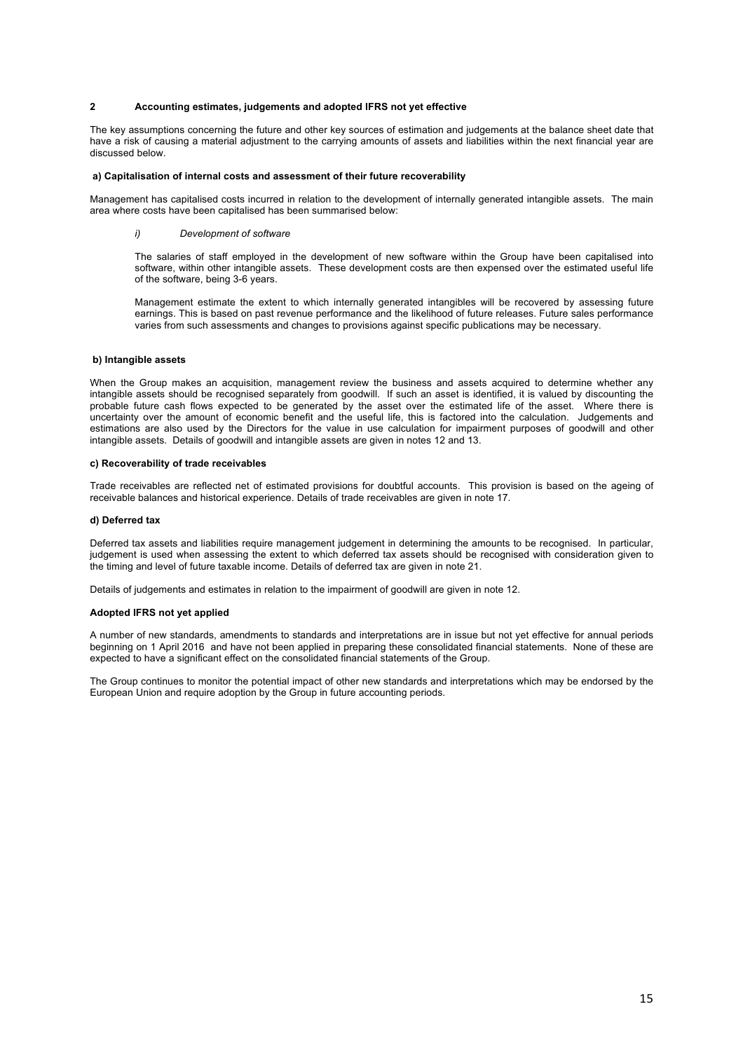## 2 Accounting estimates, judgements and adopted IFRS not yet effective

The key assumptions concerning the future and other key sources of estimation and judgements at the balance sheet date that have a risk of causing a material adjustment to the carrying amounts of assets and liabilities within the next financial year are discussed below.

### a) Capitalisation of internal costs and assessment of their future recoverability

Management has capitalised costs incurred in relation to the development of internally generated intangible assets. The main area where costs have been capitalised has been summarised below:

*i) Development of software*

The salaries of staff employed in the development of new software within the Group have been capitalised into software, within other intangible assets. These development costs are then expensed over the estimated useful life of the software, being 3-6 years.

Management estimate the extent to which internally generated intangibles will be recovered by assessing future earnings. This is based on past revenue performance and the likelihood of future releases. Future sales performance varies from such assessments and changes to provisions against specific publications may be necessary.

### b) Intangible assets

When the Group makes an acquisition, management review the business and assets acquired to determine whether any intangible assets should be recognised separately from goodwill. If such an asset is identified, it is valued by discounting the probable future cash flows expected to be generated by the asset over the estimated life of the asset. Where there is uncertainty over the amount of economic benefit and the useful life, this is factored into the calculation. Judgements and estimations are also used by the Directors for the value in use calculation for impairment purposes of goodwill and other intangible assets. Details of goodwill and intangible assets are given in notes 12 and 13.

### c) Recoverability of trade receivables

Trade receivables are reflected net of estimated provisions for doubtful accounts. This provision is based on the ageing of receivable balances and historical experience. Details of trade receivables are given in note 17.

### d) Deferred tax

Deferred tax assets and liabilities require management judgement in determining the amounts to be recognised. In particular, judgement is used when assessing the extent to which deferred tax assets should be recognised with consideration given to the timing and level of future taxable income. Details of deferred tax are given in note 21.

Details of judgements and estimates in relation to the impairment of goodwill are given in note 12.

### Adopted IFRS not yet applied

A number of new standards, amendments to standards and interpretations are in issue but not yet effective for annual periods beginning on 1 April 2016 and have not been applied in preparing these consolidated financial statements. None of these are expected to have a significant effect on the consolidated financial statements of the Group.

The Group continues to monitor the potential impact of other new standards and interpretations which may be endorsed by the European Union and require adoption by the Group in future accounting periods.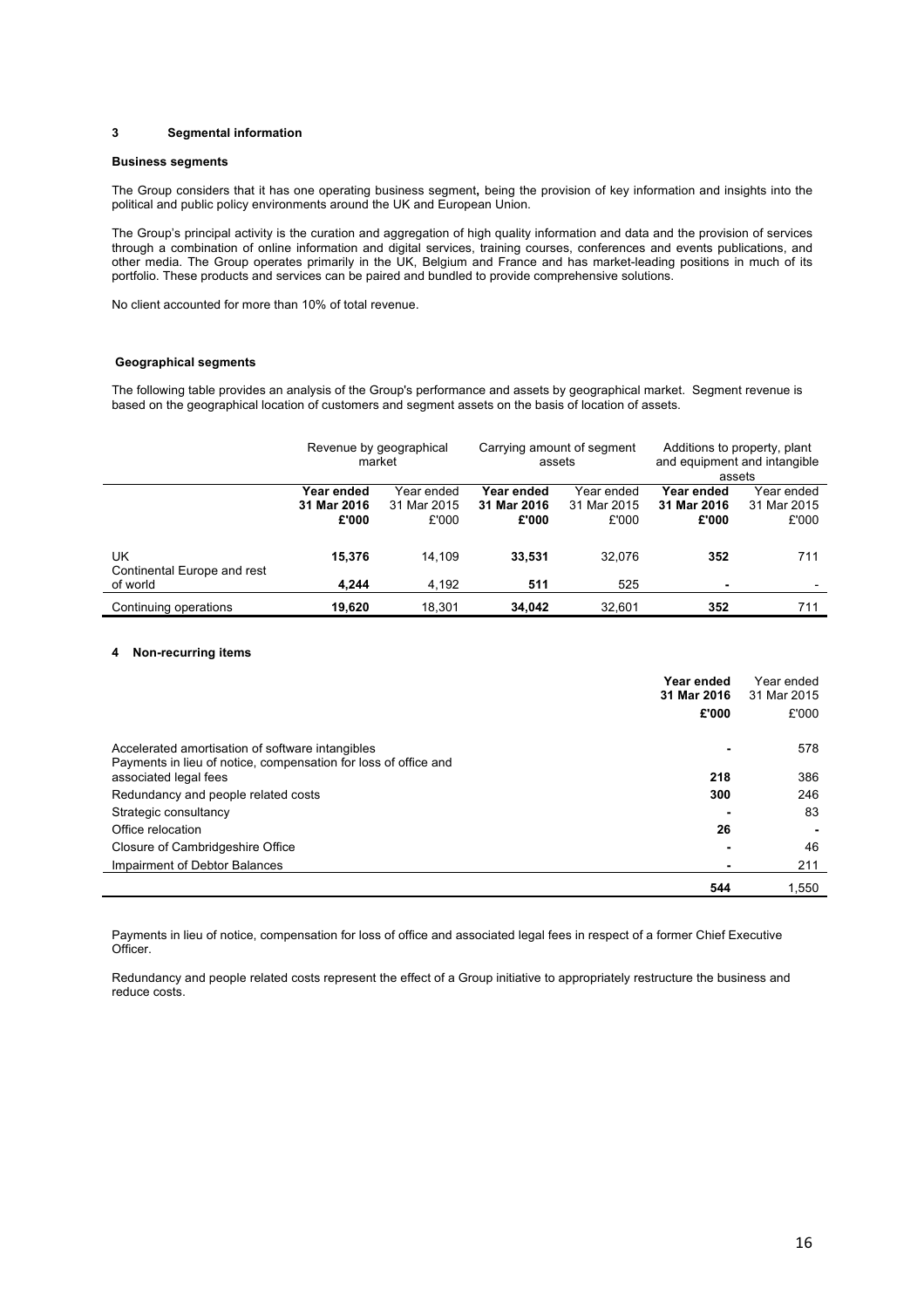## 3 Segmental information

**Business segments**

The Group considers that it has one operating business segment**,** being the provision of key information and insights into the political and public policy environments around the UK and European Union.

The Group's principal activity is the curation and aggregation of high quality information and data and the provision of services through a combination of online information and digital services, training courses, conferences and events publications, and other media. The Group operates primarily in the UK, Belgium and France and has market-leading positions in much of its portfolio. These products and services can be paired and bundled to provide comprehensive solutions.

No client accounted for more than 10% of total revenue.

**Geographical segments**

The following table provides an analysis of the Group's performance and assets by geographical market. Segment revenue is based on the geographical location of customers and segment assets on the basis of location of assets.

| | Revenue by geographical market | | Carrying amount of segment assets | | Additions to property, plant and equipment and intangible assets | |
|---|---|---|---|---|---|---|
| | **Year ended 31 Mar 2016 £'000** | Year ended 31 Mar 2015 £'000 | **Year ended 31 Mar 2016 £'000** | Year ended 31 Mar 2015 £'000 | **Year ended 31 Mar 2016 £'000** | Year ended 31 Mar 2015 £'000 |
| UK | **15,376** | 14,109 | **33,531** | 32,076 | **352** | 711 |
| Continental Europe and rest of world | **4,244** | 4,192 | **511** | 525 | **-** | - |
| Continuing operations | **19,620** | 18,301 | **34,042** | 32,601 | **352** | 711 |

## 4 Non-recurring items

| | **Year ended 31 Mar 2016 £'000** | Year ended 31 Mar 2015 £'000 |
|---|---|---|
| Accelerated amortisation of software intangibles | **-** | 578 |
| Payments in lieu of notice, compensation for loss of office and associated legal fees | **218** | 386 |
| Redundancy and people related costs | **300** | 246 |
| Strategic consultancy | **-** | 83 |
| Office relocation | **26** | - |
| Closure of Cambridgeshire Office | **-** | 46 |
| Impairment of Debtor Balances | **-** | 211 |
| | **544** | 1,550 |

Payments in lieu of notice, compensation for loss of office and associated legal fees in respect of a former Chief Executive Officer.

Redundancy and people related costs represent the effect of a Group initiative to appropriately restructure the business and reduce costs.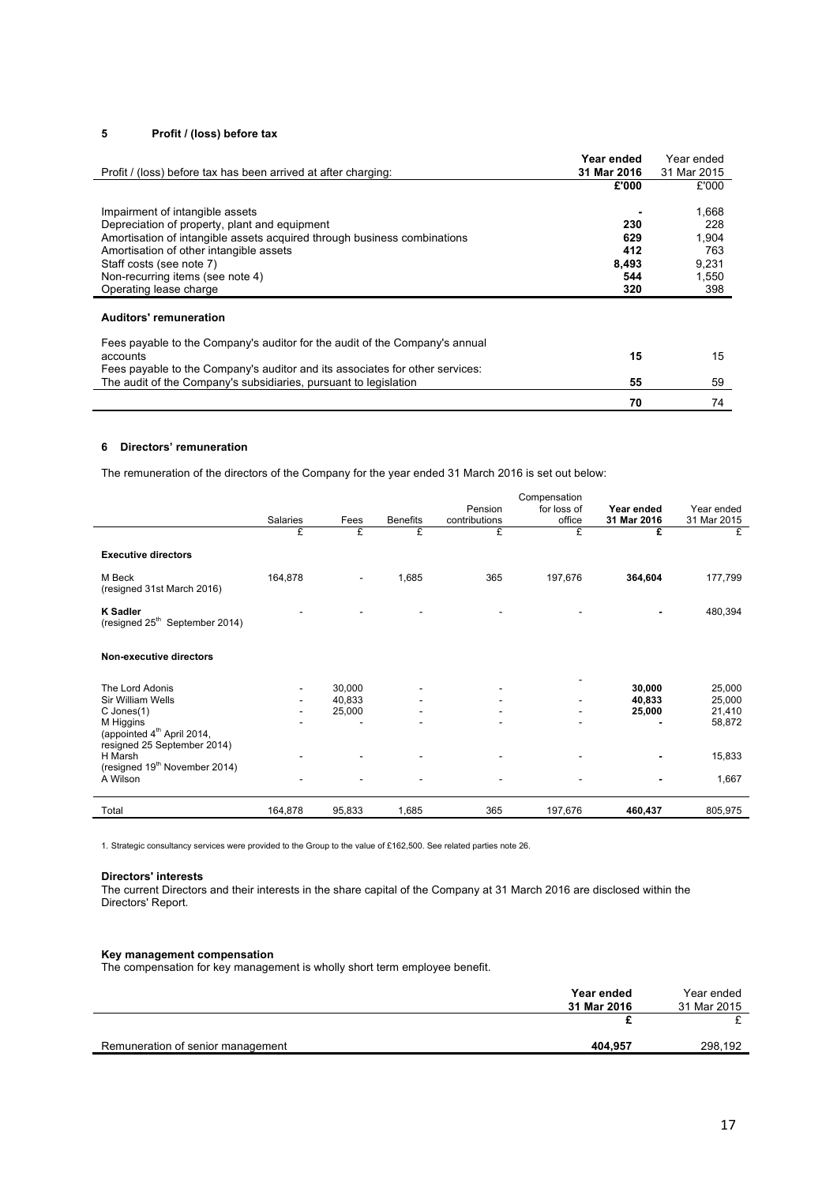## 5 Profit / (loss) before tax

| Profit / (loss) before tax has been arrived at after charging: | **Year ended 31 Mar 2016** | Year ended 31 Mar 2015 |
|---|---|---|
| | **£'000** | £'000 |
| Impairment of intangible assets | **-** | 1,668 |
| Depreciation of property, plant and equipment | **230** | 228 |
| Amortisation of intangible assets acquired through business combinations | **629** | 1,904 |
| Amortisation of other intangible assets | **412** | 763 |
| Staff costs (see note 7) | **8,493** | 9,231 |
| Non-recurring items (see note 4) | **544** | 1,550 |
| Operating lease charge | **320** | 398 |

**Auditors' remuneration**

| | | |
|---|---|---|
| Fees payable to the Company's auditor for the audit of the Company's annual accounts | **15** | 15 |
| Fees payable to the Company's auditor and its associates for other services: | | |
| The audit of the Company's subsidiaries, pursuant to legislation | **55** | 59 |
| | **70** | 74 |

## 6 Directors' remuneration

The remuneration of the directors of the Company for the year ended 31 March 2016 is set out below:

| | Salaries | Fees | Benefits | Pension contributions | Compensation for loss of office | **Year ended 31 Mar 2016** | Year ended 31 Mar 2015 |
|---|---|---|---|---|---|---|---|
| | £ | £ | £ | £ | £ | **£** | £ |
| **Executive directors** | | | | | | | |
| M Beck (resigned 31st March 2016) | 164,878 | - | 1,685 | 365 | 197,676 | **364,604** | 177,799 |
| **K Sadler** (resigned 25th September 2014) | - | - | - | - | - | **-** | 480,394 |
| **Non-executive directors** | | | | | | | |
| The Lord Adonis | - | 30,000 | - | - | - | **30,000** | 25,000 |
| Sir William Wells | - | 40,833 | - | - | - | **40,833** | 25,000 |
| C Jones(1) | - | 25,000 | - | - | - | **25,000** | 21,410 |
| M Higgins (appointed 4th April 2014, resigned 25 September 2014) | - | - | - | - | - | **-** | 58,872 |
| H Marsh (resigned 19th November 2014) | - | - | - | - | - | **-** | 15,833 |
| A Wilson | - | - | - | - | - | **-** | 1,667 |
| Total | 164,878 | 95,833 | 1,685 | 365 | 197,676 | **460,437** | 805,975 |

1. Strategic consultancy services were provided to the Group to the value of £162,500. See related parties note 26.

**Directors' interests**

The current Directors and their interests in the share capital of the Company at 31 March 2016 are disclosed within the Directors' Report.

**Key management compensation**

The compensation for key management is wholly short term employee benefit.

| | **Year ended 31 Mar 2016** | Year ended 31 Mar 2015 |
|---|---|---|
| | **£** | £ |
| Remuneration of senior management | **404,957** | 298,192 |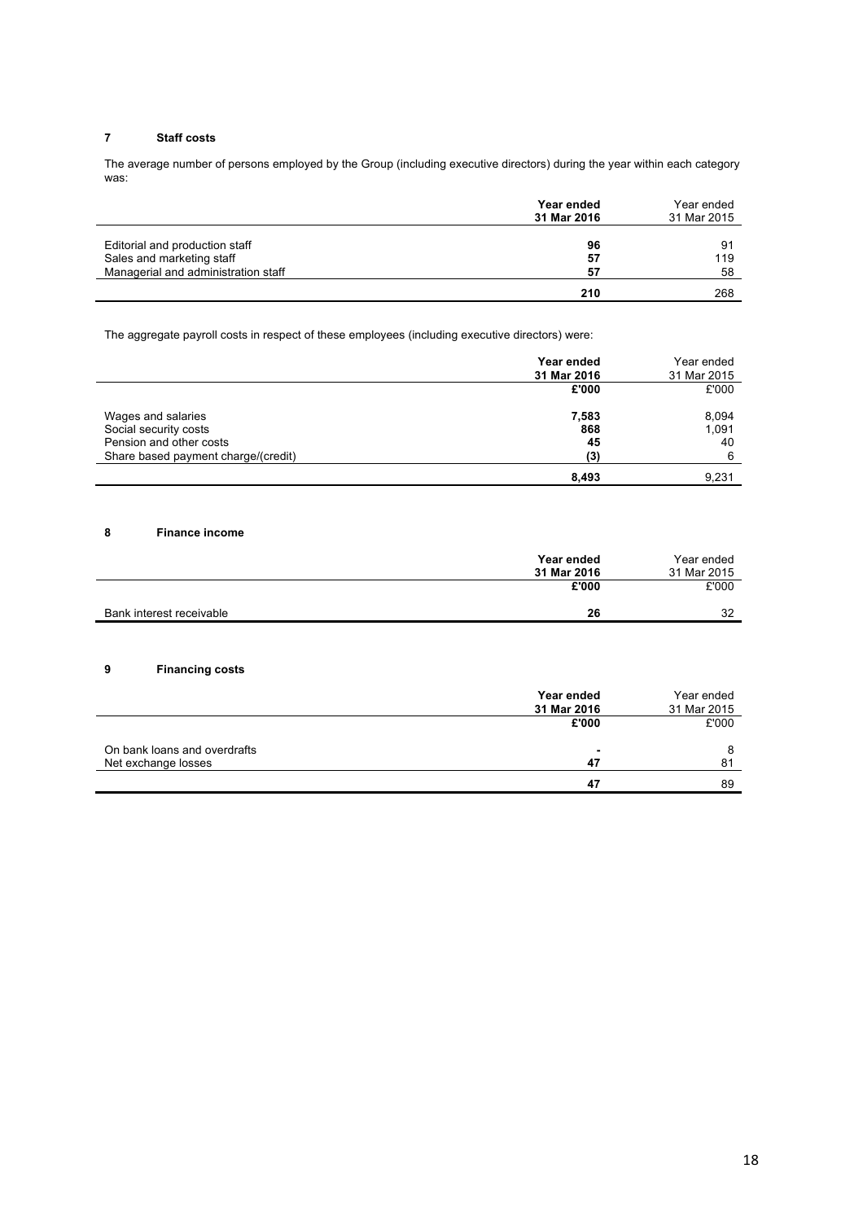## 7 Staff costs

The average number of persons employed by the Group (including executive directors) during the year within each category was:

| | **Year ended 31 Mar 2016** | Year ended 31 Mar 2015 |
|---|---|---|
| Editorial and production staff | **96** | 91 |
| Sales and marketing staff | **57** | 119 |
| Managerial and administration staff | **57** | 58 |
| | **210** | 268 |

The aggregate payroll costs in respect of these employees (including executive directors) were:

| | **Year ended 31 Mar 2016** | Year ended 31 Mar 2015 |
|---|---|---|
| | **£'000** | £'000 |
| Wages and salaries | **7,583** | 8,094 |
| Social security costs | **868** | 1,091 |
| Pension and other costs | **45** | 40 |
| Share based payment charge/(credit) | **(3)** | 6 |
| | **8,493** | 9,231 |

## 8 Finance income

| | **Year ended 31 Mar 2016** | Year ended 31 Mar 2015 |
|---|---|---|
| | **£'000** | £'000 |
| Bank interest receivable | **26** | 32 |

## 9 Financing costs

| | **Year ended 31 Mar 2016** | Year ended 31 Mar 2015 |
|---|---|---|
| | **£'000** | £'000 |
| On bank loans and overdrafts | **-** | 8 |
| Net exchange losses | **47** | 81 |
| | **47** | 89 |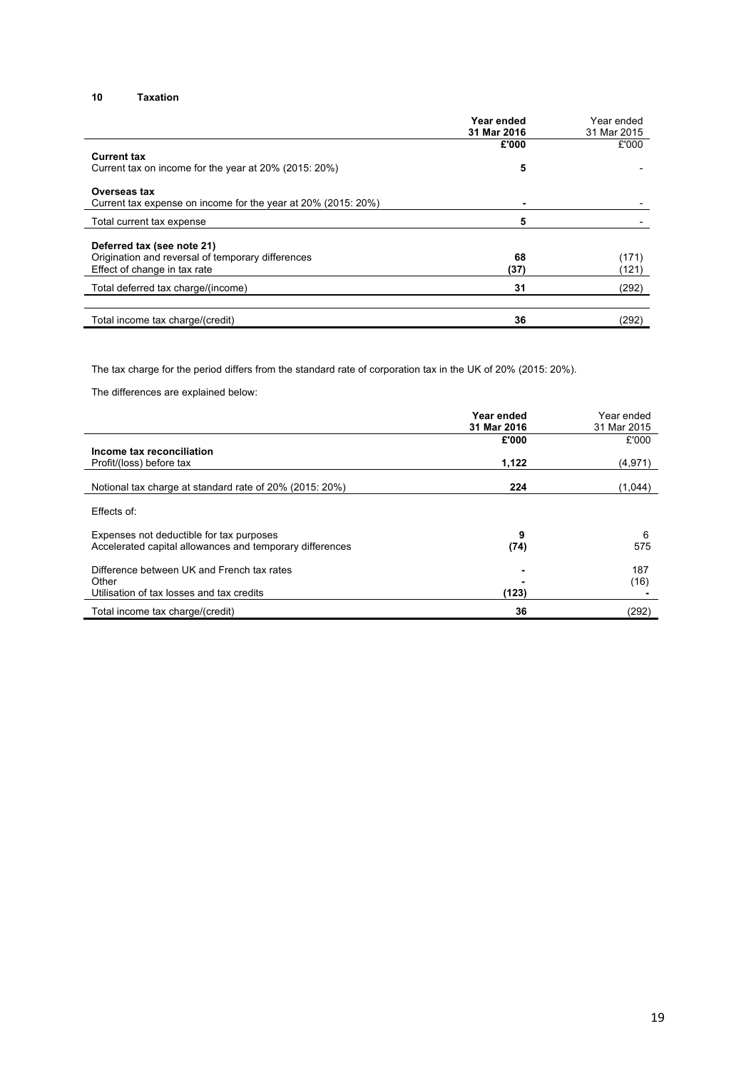## 10 Taxation

| | Year ended 31 Mar 2016 | Year ended 31 Mar 2015 |
|---|---|---|
| | £'000 | £'000 |
| **Current tax** | | |
| Current tax on income for the year at 20% (2015: 20%) | 5 | - |
| **Overseas tax** | | |
| Current tax expense on income for the year at 20% (2015: 20%) | - | - |
| Total current tax expense | 5 | - |
| **Deferred tax (see note 21)** | | |
| Origination and reversal of temporary differences | 68 | (171) |
| Effect of change in tax rate | (37) | (121) |
| Total deferred tax charge/(income) | 31 | (292) |
| Total income tax charge/(credit) | 36 | (292) |

The tax charge for the period differs from the standard rate of corporation tax in the UK of 20% (2015: 20%).

The differences are explained below:

| | Year ended 31 Mar 2016 | Year ended 31 Mar 2015 |
|---|---|---|
| | £'000 | £'000 |
| **Income tax reconciliation** | | |
| Profit/(loss) before tax | 1,122 | (4,971) |
| Notional tax charge at standard rate of 20% (2015: 20%) | 224 | (1,044) |
| Effects of: | | |
| Expenses not deductible for tax purposes | 9 | 6 |
| Accelerated capital allowances and temporary differences | (74) | 575 |
| Difference between UK and French tax rates | - | 187 |
| Other | - | (16) |
| Utilisation of tax losses and tax credits | (123) | - |
| Total income tax charge/(credit) | 36 | (292) |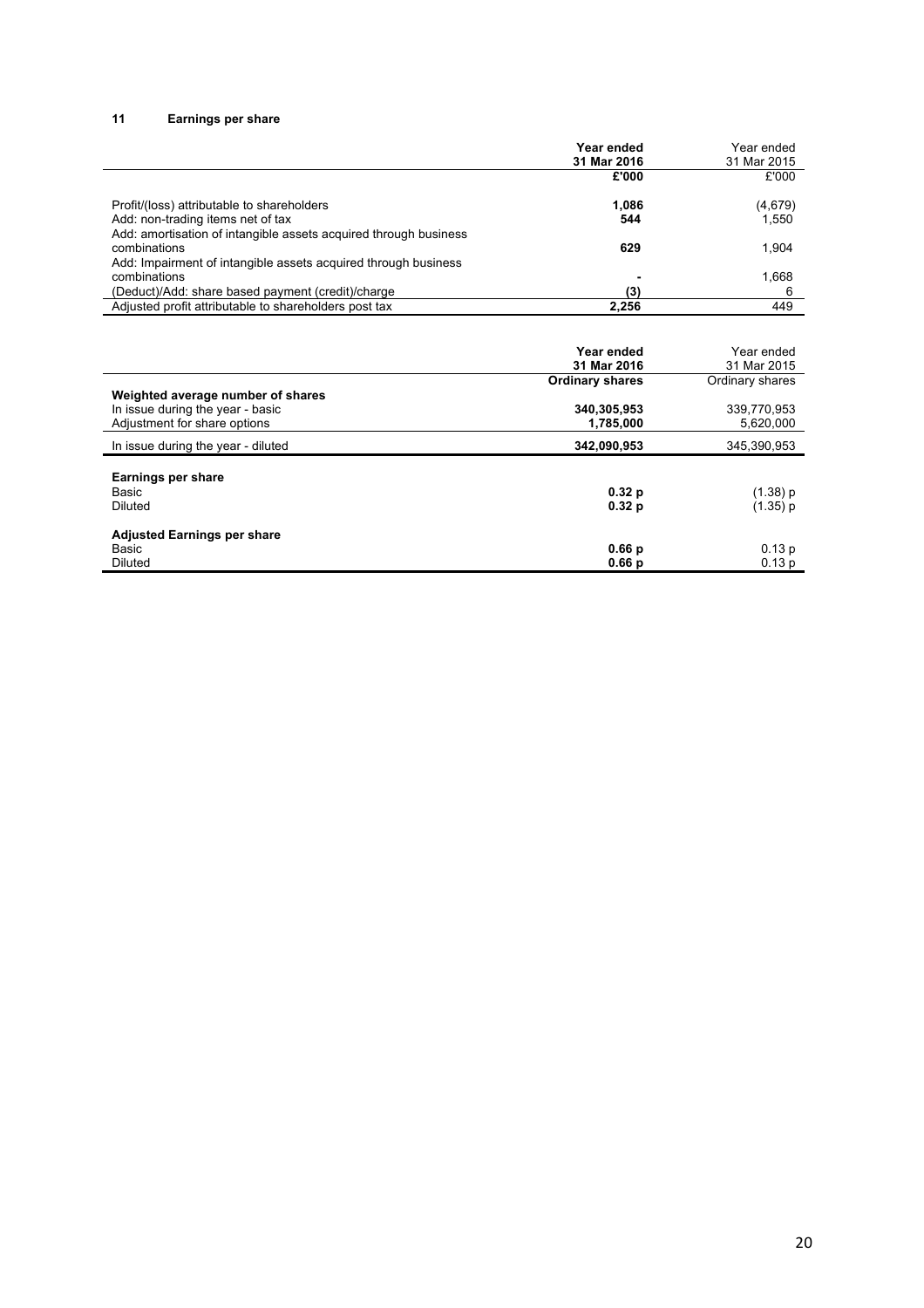## 11 Earnings per share

| | Year ended 31 Mar 2016 | Year ended 31 Mar 2015 |
|---|---|---|
| | **£'000** | £'000 |
| Profit/(loss) attributable to shareholders | **1,086** | (4,679) |
| Add: non-trading items net of tax | **544** | 1,550 |
| Add: amortisation of intangible assets acquired through business combinations | **629** | 1,904 |
| Add: Impairment of intangible assets acquired through business combinations | **-** | 1,668 |
| (Deduct)/Add: share based payment (credit)/charge | **(3)** | 6 |
| Adjusted profit attributable to shareholders post tax | **2,256** | 449 |

| | Year ended 31 Mar 2016 | Year ended 31 Mar 2015 |
|---|---|---|
| | **Ordinary shares** | Ordinary shares |
| **Weighted average number of shares** | | |
| In issue during the year - basic | **340,305,953** | 339,770,953 |
| Adjustment for share options | **1,785,000** | 5,620,000 |
| In issue during the year - diluted | **342,090,953** | 345,390,953 |
| **Earnings per share** | | |
| Basic | **0.32 p** | (1.38) p |
| Diluted | **0.32 p** | (1.35) p |
| **Adjusted Earnings per share** | | |
| Basic | **0.66 p** | 0.13 p |
| Diluted | **0.66 p** | 0.13 p |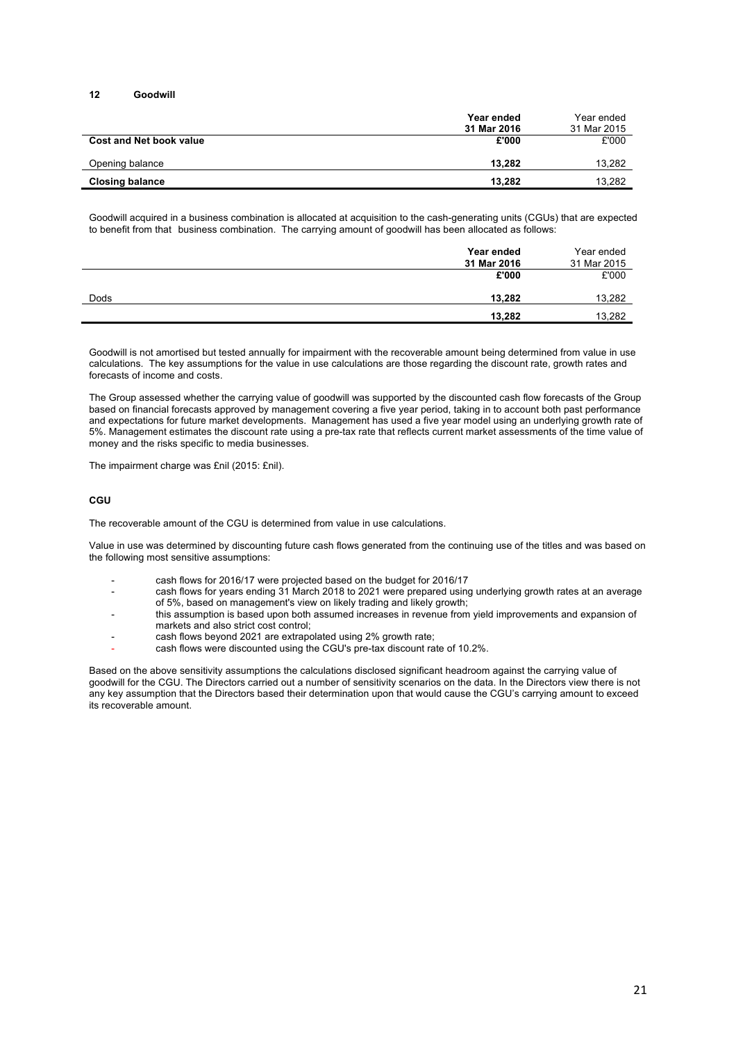## 12 Goodwill

| | Year ended 31 Mar 2016 | Year ended 31 Mar 2015 |
|---|---|---|
| **Cost and Net book value** | **£'000** | £'000 |
| Opening balance | **13,282** | 13,282 |
| **Closing balance** | **13,282** | 13,282 |

Goodwill acquired in a business combination is allocated at acquisition to the cash-generating units (CGUs) that are expected to benefit from that business combination. The carrying amount of goodwill has been allocated as follows:

| | Year ended 31 Mar 2016 | Year ended 31 Mar 2015 |
|---|---|---|
| | **£'000** | £'000 |
| Dods | **13,282** | 13,282 |
| | **13,282** | 13,282 |

Goodwill is not amortised but tested annually for impairment with the recoverable amount being determined from value in use calculations. The key assumptions for the value in use calculations are those regarding the discount rate, growth rates and forecasts of income and costs.

The Group assessed whether the carrying value of goodwill was supported by the discounted cash flow forecasts of the Group based on financial forecasts approved by management covering a five year period, taking in to account both past performance and expectations for future market developments. Management has used a five year model using an underlying growth rate of 5%. Management estimates the discount rate using a pre-tax rate that reflects current market assessments of the time value of money and the risks specific to media businesses.

The impairment charge was £nil (2015: £nil).

### CGU

The recoverable amount of the CGU is determined from value in use calculations.

Value in use was determined by discounting future cash flows generated from the continuing use of the titles and was based on the following most sensitive assumptions:

- cash flows for 2016/17 were projected based on the budget for 2016/17
- cash flows for years ending 31 March 2018 to 2021 were prepared using underlying growth rates at an average of 5%, based on management's view on likely trading and likely growth;
- this assumption is based upon both assumed increases in revenue from yield improvements and expansion of markets and also strict cost control;
- cash flows beyond 2021 are extrapolated using 2% growth rate;
- cash flows were discounted using the CGU's pre-tax discount rate of 10.2%.

Based on the above sensitivity assumptions the calculations disclosed significant headroom against the carrying value of goodwill for the CGU. The Directors carried out a number of sensitivity scenarios on the data. In the Directors view there is not any key assumption that the Directors based their determination upon that would cause the CGU's carrying amount to exceed its recoverable amount.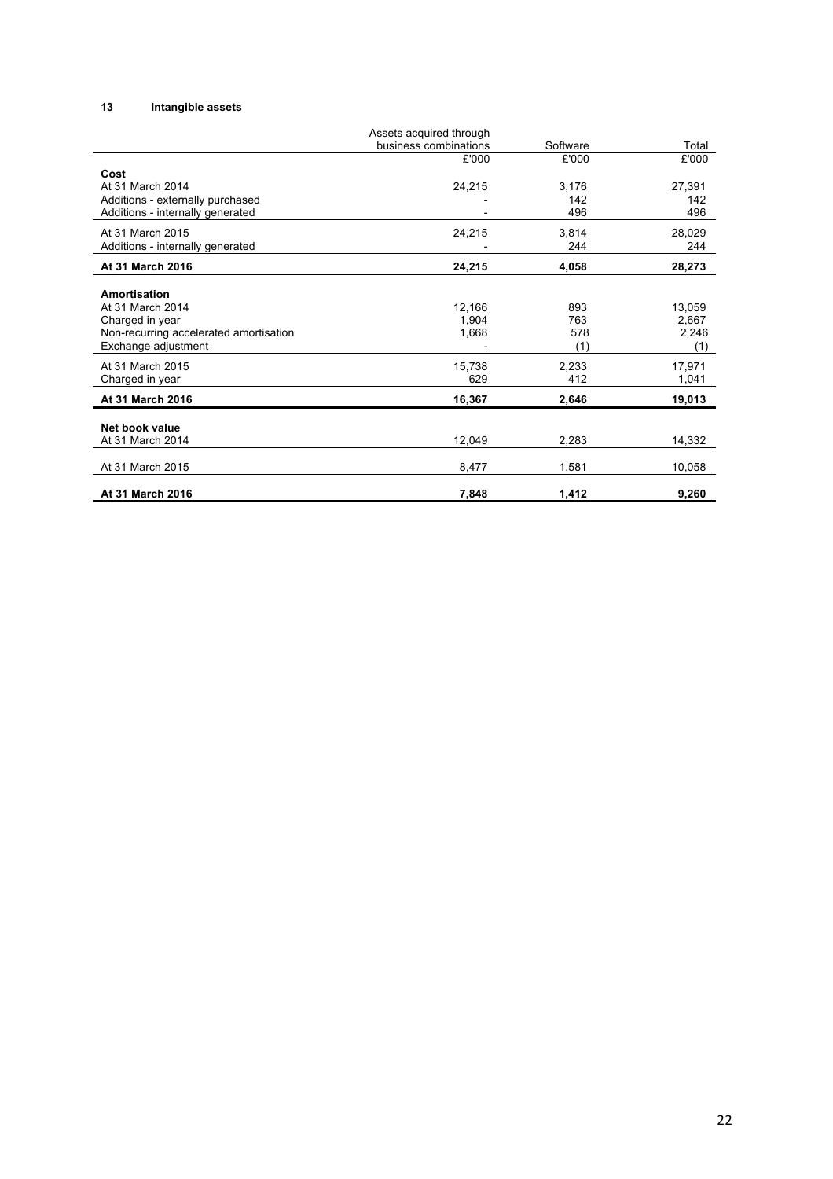## 13 Intangible assets

| | Assets acquired through business combinations | Software | Total |
|---|---|---|---|
| | £'000 | £'000 | £'000 |
| **Cost** | | | |
| At 31 March 2014 | 24,215 | 3,176 | 27,391 |
| Additions - externally purchased | - | 142 | 142 |
| Additions - internally generated | - | 496 | 496 |
| At 31 March 2015 | 24,215 | 3,814 | 28,029 |
| Additions - internally generated | - | 244 | 244 |
| **At 31 March 2016** | **24,215** | **4,058** | **28,273** |
| **Amortisation** | | | |
| At 31 March 2014 | 12,166 | 893 | 13,059 |
| Charged in year | 1,904 | 763 | 2,667 |
| Non-recurring accelerated amortisation | 1,668 | 578 | 2,246 |
| Exchange adjustment | - | (1) | (1) |
| At 31 March 2015 | 15,738 | 2,233 | 17,971 |
| Charged in year | 629 | 412 | 1,041 |
| **At 31 March 2016** | **16,367** | **2,646** | **19,013** |
| **Net book value** | | | |
| At 31 March 2014 | 12,049 | 2,283 | 14,332 |
| At 31 March 2015 | 8,477 | 1,581 | 10,058 |
| **At 31 March 2016** | **7,848** | **1,412** | **9,260** |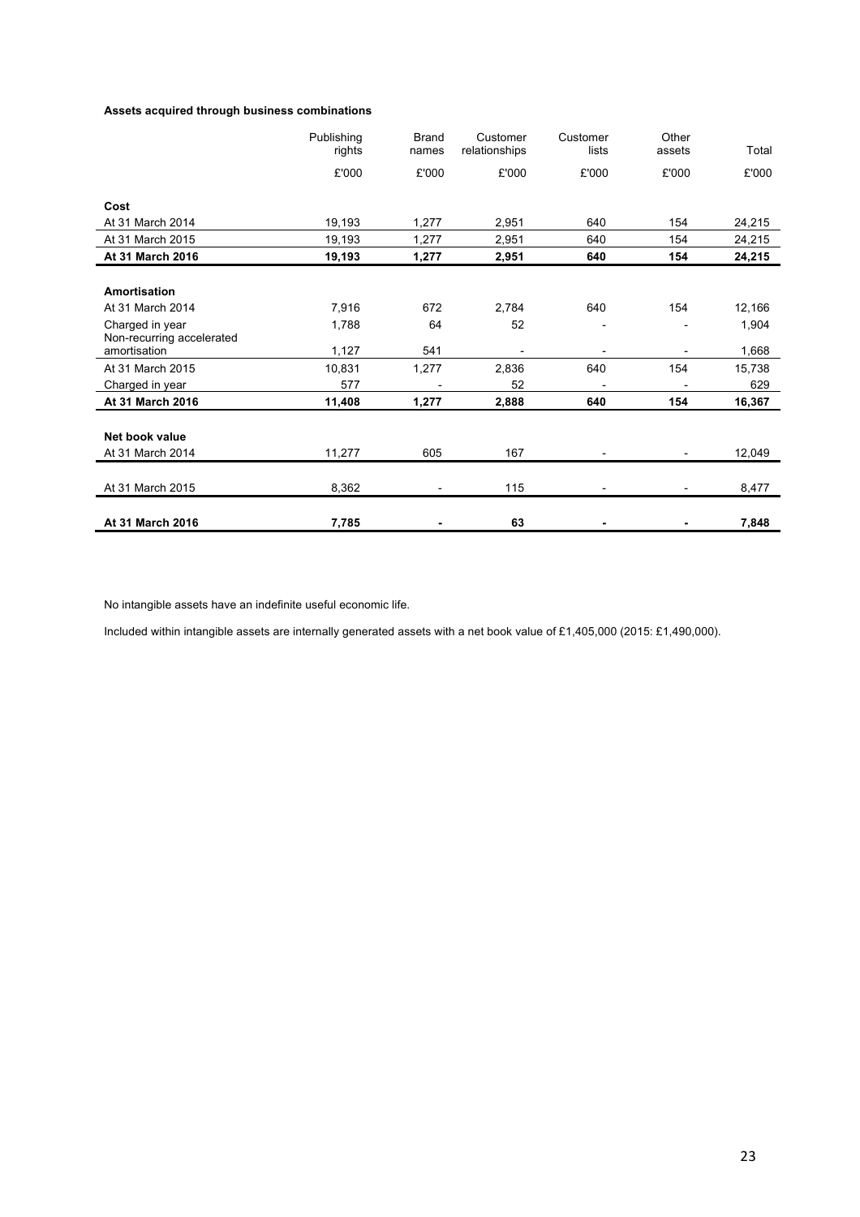**Assets acquired through business combinations**

| | Publishing rights | Brand names | Customer relationships | Customer lists | Other assets | Total |
|---|---|---|---|---|---|---|
| | £'000 | £'000 | £'000 | £'000 | £'000 | £'000 |
| **Cost** | | | | | | |
| At 31 March 2014 | 19,193 | 1,277 | 2,951 | 640 | 154 | 24,215 |
| At 31 March 2015 | 19,193 | 1,277 | 2,951 | 640 | 154 | 24,215 |
| **At 31 March 2016** | **19,193** | **1,277** | **2,951** | **640** | **154** | **24,215** |
| | | | | | | |
| **Amortisation** | | | | | | |
| At 31 March 2014 | 7,916 | 672 | 2,784 | 640 | 154 | 12,166 |
| Charged in year | 1,788 | 64 | 52 | - | - | 1,904 |
| Non-recurring accelerated amortisation | 1,127 | 541 | - | - | - | 1,668 |
| At 31 March 2015 | 10,831 | 1,277 | 2,836 | 640 | 154 | 15,738 |
| Charged in year | 577 | - | 52 | - | - | 629 |
| **At 31 March 2016** | **11,408** | **1,277** | **2,888** | **640** | **154** | **16,367** |
| | | | | | | |
| **Net book value** | | | | | | |
| At 31 March 2014 | 11,277 | 605 | 167 | - | - | 12,049 |
| At 31 March 2015 | 8,362 | - | 115 | - | - | 8,477 |
| **At 31 March 2016** | **7,785** | **-** | **63** | **-** | **-** | **7,848** |

No intangible assets have an indefinite useful economic life.

Included within intangible assets are internally generated assets with a net book value of £1,405,000 (2015: £1,490,000).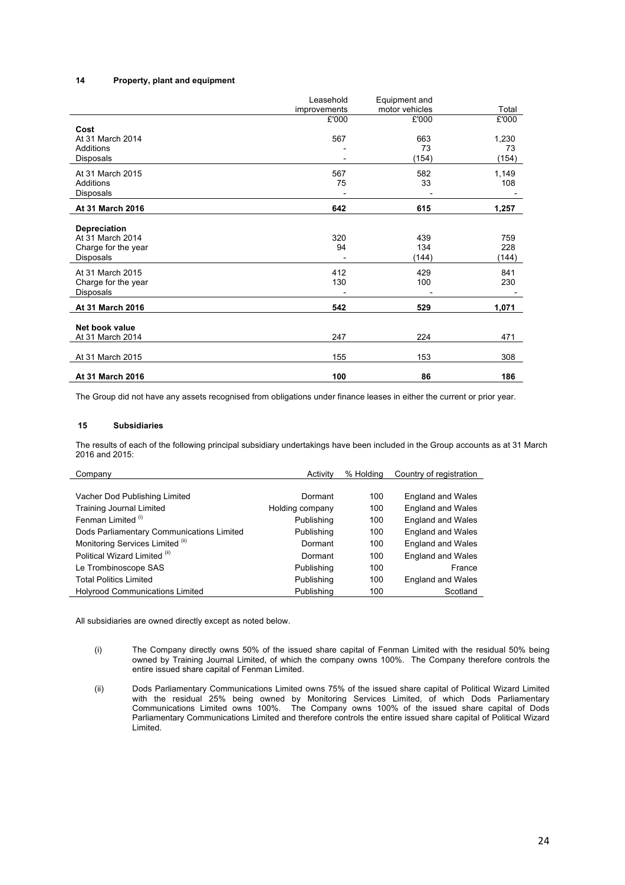## 14 Property, plant and equipment

| | Leasehold improvements | Equipment and motor vehicles | Total |
|---|---|---|---|
| | £'000 | £'000 | £'000 |
| **Cost** | | | |
| At 31 March 2014 | 567 | 663 | 1,230 |
| Additions | - | 73 | 73 |
| Disposals | - | (154) | (154) |
| At 31 March 2015 | 567 | 582 | 1,149 |
| Additions | 75 | 33 | 108 |
| Disposals | - | - | - |
| **At 31 March 2016** | **642** | **615** | **1,257** |
| **Depreciation** | | | |
| At 31 March 2014 | 320 | 439 | 759 |
| Charge for the year | 94 | 134 | 228 |
| Disposals | - | (144) | (144) |
| At 31 March 2015 | 412 | 429 | 841 |
| Charge for the year | 130 | 100 | 230 |
| Disposals | - | - | - |
| **At 31 March 2016** | **542** | **529** | **1,071** |
| **Net book value** | | | |
| At 31 March 2014 | 247 | 224 | 471 |
| At 31 March 2015 | 155 | 153 | 308 |
| **At 31 March 2016** | **100** | **86** | **186** |

The Group did not have any assets recognised from obligations under finance leases in either the current or prior year.

## 15 Subsidiaries

The results of each of the following principal subsidiary undertakings have been included in the Group accounts as at 31 March 2016 and 2015:

| Company | Activity | % Holding | Country of registration |
|---|---|---|---|
| Vacher Dod Publishing Limited | Dormant | 100 | England and Wales |
| Training Journal Limited | Holding company | 100 | England and Wales |
| Fenman Limited (i) | Publishing | 100 | England and Wales |
| Dods Parliamentary Communications Limited | Publishing | 100 | England and Wales |
| Monitoring Services Limited (ii) | Dormant | 100 | England and Wales |
| Political Wizard Limited (ii) | Dormant | 100 | England and Wales |
| Le Trombinoscope SAS | Publishing | 100 | France |
| Total Politics Limited | Publishing | 100 | England and Wales |
| Holyrood Communications Limited | Publishing | 100 | Scotland |

All subsidiaries are owned directly except as noted below.

(i) The Company directly owns 50% of the issued share capital of Fenman Limited with the residual 50% being owned by Training Journal Limited, of which the company owns 100%. The Company therefore controls the entire issued share capital of Fenman Limited.

(ii) Dods Parliamentary Communications Limited owns 75% of the issued share capital of Political Wizard Limited with the residual 25% being owned by Monitoring Services Limited, of which Dods Parliamentary Communications Limited owns 100%. The Company owns 100% of the issued share capital of Dods Parliamentary Communications Limited and therefore controls the entire issued share capital of Political Wizard Limited.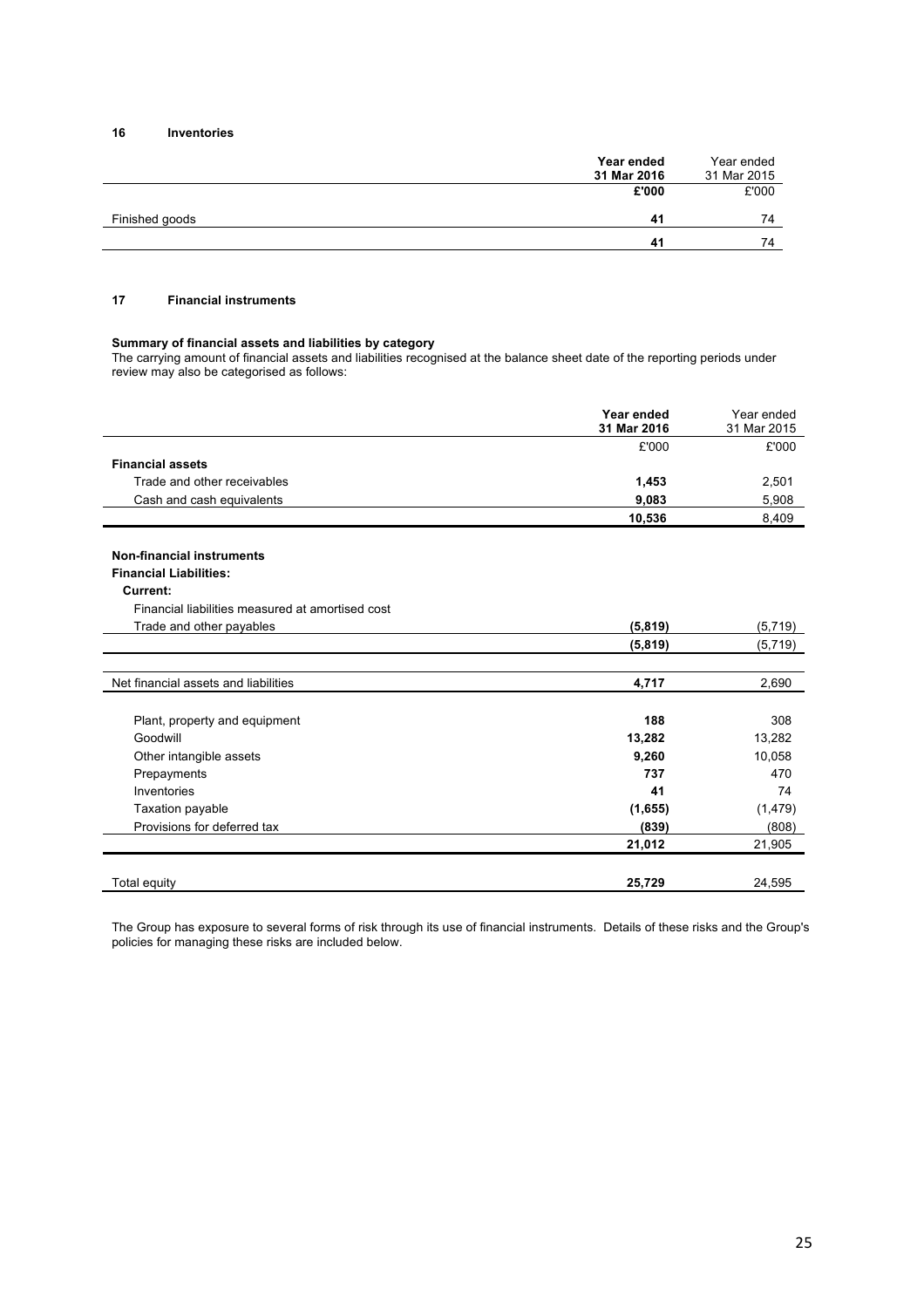## 16 Inventories

| | Year ended 31 Mar 2016 | Year ended 31 Mar 2015 |
|---|---|---|
| | **£'000** | £'000 |
| Finished goods | **41** | 74 |
| | **41** | 74 |

## 17 Financial instruments

**Summary of financial assets and liabilities by category**

The carrying amount of financial assets and liabilities recognised at the balance sheet date of the reporting periods under review may also be categorised as follows:

| | Year ended 31 Mar 2016 | Year ended 31 Mar 2015 |
|---|---|---|
| | £'000 | £'000 |
| **Financial assets** | | |
| Trade and other receivables | **1,453** | 2,501 |
| Cash and cash equivalents | **9,083** | 5,908 |
| | **10,536** | 8,409 |
| **Non-financial instruments** | | |
| **Financial Liabilities:** | | |
| **Current:** | | |
| Financial liabilities measured at amortised cost | | |
| Trade and other payables | **(5,819)** | (5,719) |
| | **(5,819)** | (5,719) |
| Net financial assets and liabilities | **4,717** | 2,690 |
| Plant, property and equipment | **188** | 308 |
| Goodwill | **13,282** | 13,282 |
| Other intangible assets | **9,260** | 10,058 |
| Prepayments | **737** | 470 |
| Inventories | **41** | 74 |
| Taxation payable | **(1,655)** | (1,479) |
| Provisions for deferred tax | **(839)** | (808) |
| | **21,012** | 21,905 |
| Total equity | **25,729** | 24,595 |

The Group has exposure to several forms of risk through its use of financial instruments. Details of these risks and the Group's policies for managing these risks are included below.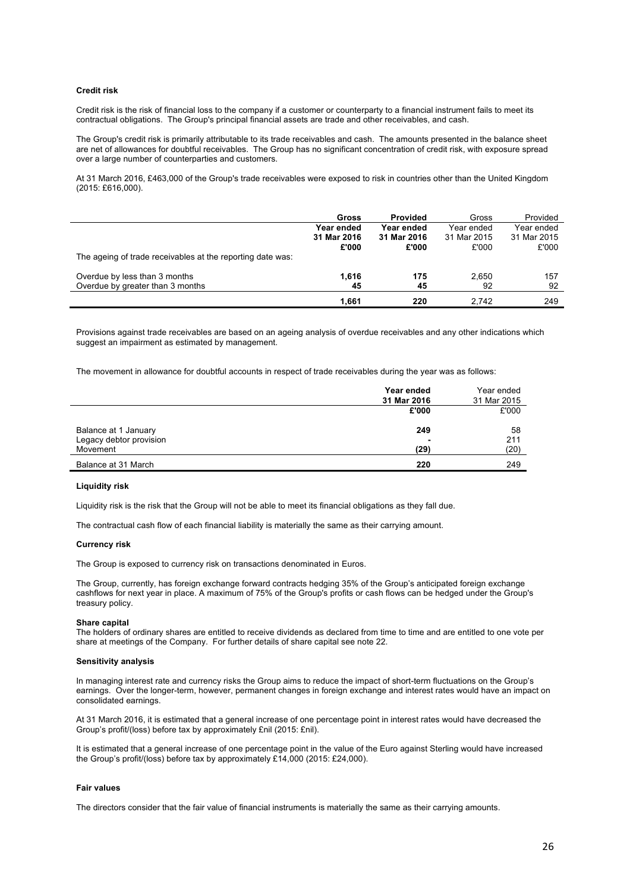### Credit risk

Credit risk is the risk of financial loss to the company if a customer or counterparty to a financial instrument fails to meet its contractual obligations. The Group's principal financial assets are trade and other receivables, and cash.

The Group's credit risk is primarily attributable to its trade receivables and cash. The amounts presented in the balance sheet are net of allowances for doubtful receivables. The Group has no significant concentration of credit risk, with exposure spread over a large number of counterparties and customers.

At 31 March 2016, £463,000 of the Group's trade receivables were exposed to risk in countries other than the United Kingdom (2015: £616,000).

| | **Gross** | **Provided** | Gross | Provided |
|---|---|---|---|---|
| | **Year ended 31 Mar 2016** | **Year ended 31 Mar 2016** | Year ended 31 Mar 2015 | Year ended 31 Mar 2015 |
| | **£'000** | **£'000** | £'000 | £'000 |
| The ageing of trade receivables at the reporting date was: | | | | |
| Overdue by less than 3 months | **1,616** | **175** | 2,650 | 157 |
| Overdue by greater than 3 months | **45** | **45** | 92 | 92 |
| | **1,661** | **220** | 2,742 | 249 |

Provisions against trade receivables are based on an ageing analysis of overdue receivables and any other indications which suggest an impairment as estimated by management.

The movement in allowance for doubtful accounts in respect of trade receivables during the year was as follows:

| | **Year ended 31 Mar 2016** | Year ended 31 Mar 2015 |
|---|---|---|
| | **£'000** | £'000 |
| Balance at 1 January | **249** | 58 |
| Legacy debtor provision | **-** | 211 |
| Movement | **(29)** | (20) |
| Balance at 31 March | **220** | 249 |

### Liquidity risk

Liquidity risk is the risk that the Group will not be able to meet its financial obligations as they fall due.

The contractual cash flow of each financial liability is materially the same as their carrying amount.

### Currency risk

The Group is exposed to currency risk on transactions denominated in Euros.

The Group, currently, has foreign exchange forward contracts hedging 35% of the Group's anticipated foreign exchange cashflows for next year in place. A maximum of 75% of the Group's profits or cash flows can be hedged under the Group's treasury policy.

### Share capital

The holders of ordinary shares are entitled to receive dividends as declared from time to time and are entitled to one vote per share at meetings of the Company. For further details of share capital see note 22.

### Sensitivity analysis

In managing interest rate and currency risks the Group aims to reduce the impact of short-term fluctuations on the Group's earnings. Over the longer-term, however, permanent changes in foreign exchange and interest rates would have an impact on consolidated earnings.

At 31 March 2016, it is estimated that a general increase of one percentage point in interest rates would have decreased the Group's profit/(loss) before tax by approximately £nil (2015: £nil).

It is estimated that a general increase of one percentage point in the value of the Euro against Sterling would have increased the Group's profit/(loss) before tax by approximately £14,000 (2015: £24,000).

### Fair values

The directors consider that the fair value of financial instruments is materially the same as their carrying amounts.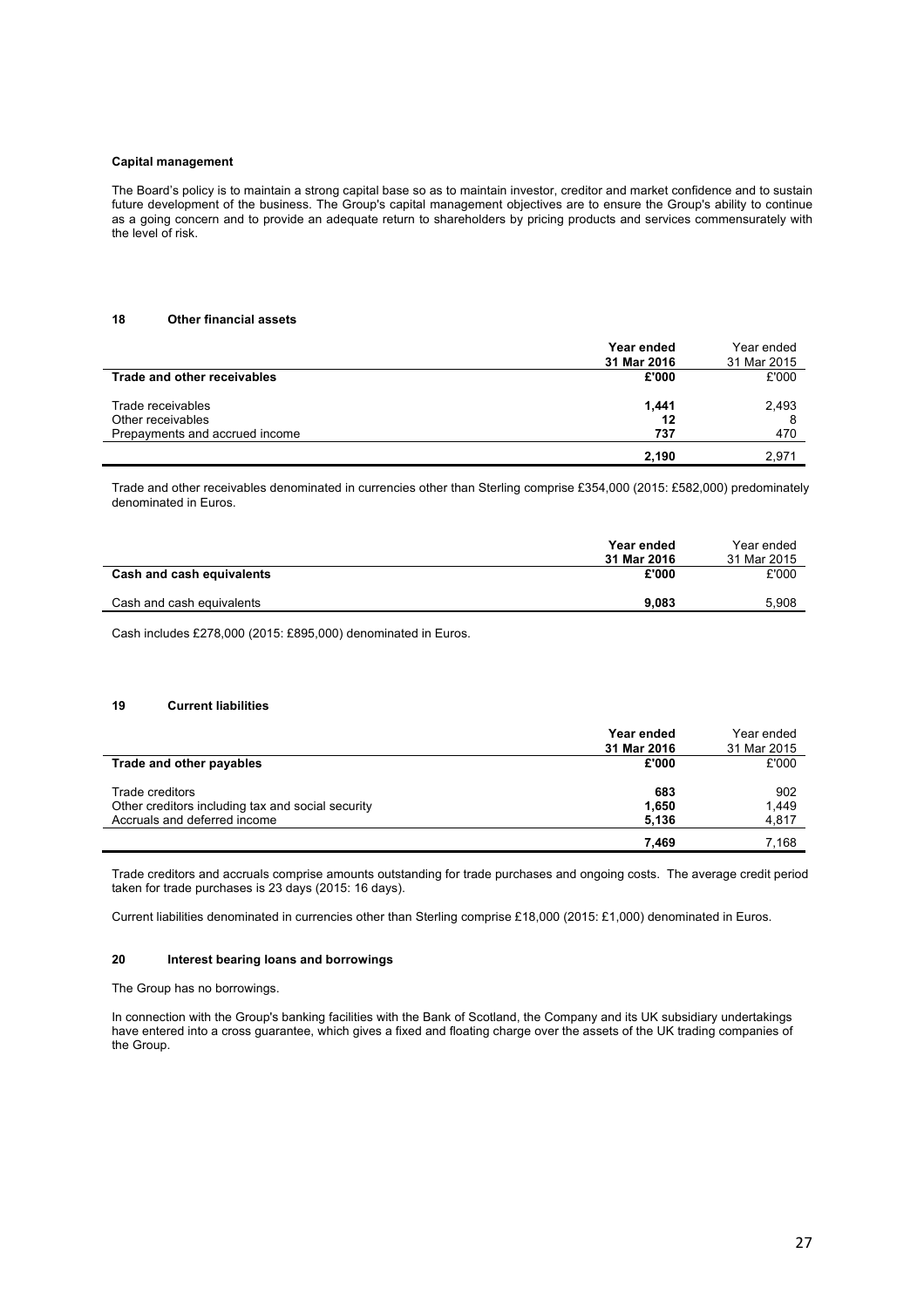**Capital management**

The Board's policy is to maintain a strong capital base so as to maintain investor, creditor and market confidence and to sustain future development of the business. The Group's capital management objectives are to ensure the Group's ability to continue as a going concern and to provide an adequate return to shareholders by pricing products and services commensurately with the level of risk.

## 18 Other financial assets

| | **Year ended 31 Mar 2016** | Year ended 31 Mar 2015 |
|---|---|---|
| **Trade and other receivables** | **£'000** | £'000 |
| Trade receivables | **1,441** | 2,493 |
| Other receivables | **12** | 8 |
| Prepayments and accrued income | **737** | 470 |
| | **2,190** | 2,971 |

Trade and other receivables denominated in currencies other than Sterling comprise £354,000 (2015: £582,000) predominately denominated in Euros.

| | **Year ended 31 Mar 2016** | Year ended 31 Mar 2015 |
|---|---|---|
| **Cash and cash equivalents** | **£'000** | £'000 |
| Cash and cash equivalents | **9,083** | 5,908 |

Cash includes £278,000 (2015: £895,000) denominated in Euros.

## 19 Current liabilities

| | **Year ended 31 Mar 2016** | Year ended 31 Mar 2015 |
|---|---|---|
| **Trade and other payables** | **£'000** | £'000 |
| Trade creditors | **683** | 902 |
| Other creditors including tax and social security | **1,650** | 1,449 |
| Accruals and deferred income | **5,136** | 4,817 |
| | **7,469** | 7,168 |

Trade creditors and accruals comprise amounts outstanding for trade purchases and ongoing costs. The average credit period taken for trade purchases is 23 days (2015: 16 days).

Current liabilities denominated in currencies other than Sterling comprise £18,000 (2015: £1,000) denominated in Euros.

## 20 Interest bearing loans and borrowings

The Group has no borrowings.

In connection with the Group's banking facilities with the Bank of Scotland, the Company and its UK subsidiary undertakings have entered into a cross guarantee, which gives a fixed and floating charge over the assets of the UK trading companies of the Group.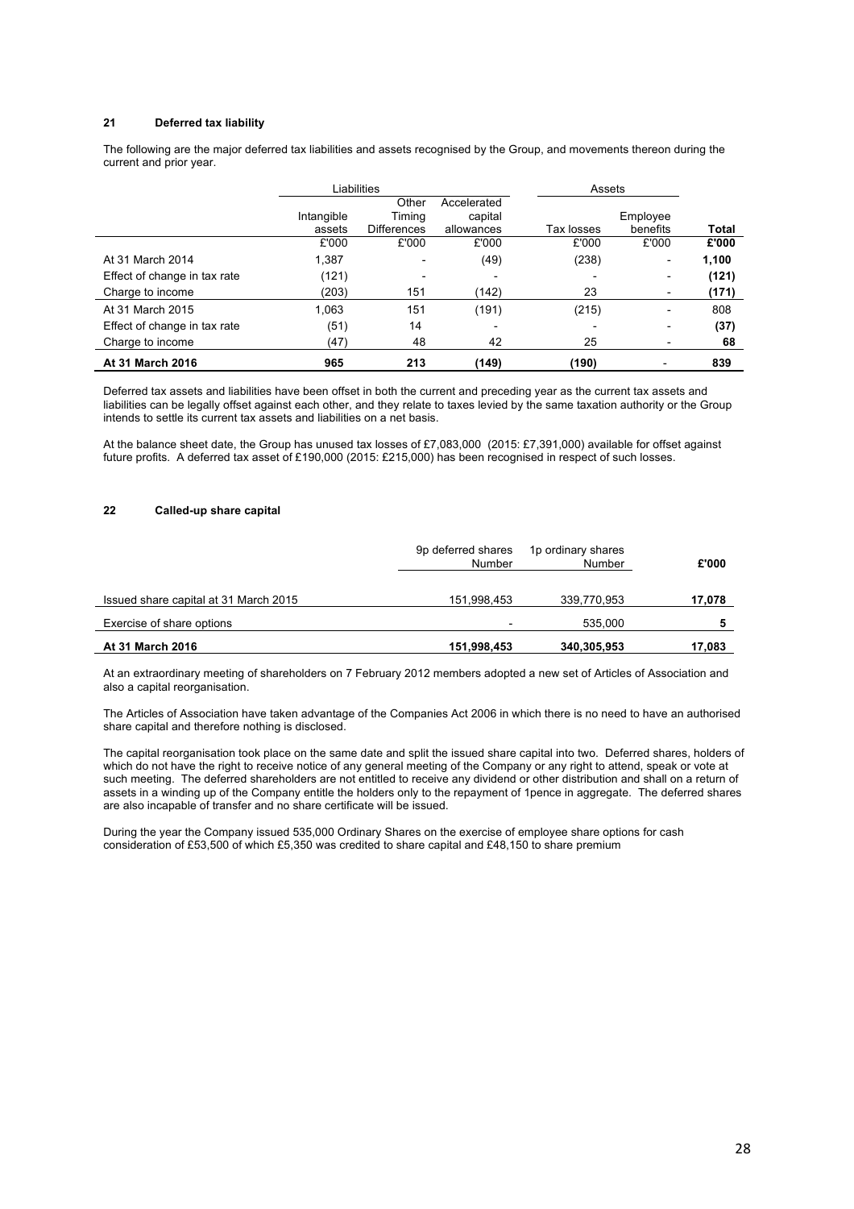## 21 Deferred tax liability

The following are the major deferred tax liabilities and assets recognised by the Group, and movements thereon during the current and prior year.

| | Liabilities | | | Assets | | |
|---|---|---|---|---|---|---|
| | Intangible assets | Other Timing Differences | Accelerated capital allowances | Tax losses | Employee benefits | **Total** |
| | £'000 | £'000 | £'000 | £'000 | £'000 | **£'000** |
| At 31 March 2014 | 1,387 | - | (49) | (238) | - | **1,100** |
| Effect of change in tax rate | (121) | - | - | - | - | **(121)** |
| Charge to income | (203) | 151 | (142) | 23 | - | **(171)** |
| At 31 March 2015 | 1,063 | 151 | (191) | (215) | - | 808 |
| Effect of change in tax rate | (51) | 14 | - | - | - | **(37)** |
| Charge to income | (47) | 48 | 42 | 25 | - | **68** |
| **At 31 March 2016** | **965** | **213** | **(149)** | **(190)** | - | **839** |

Deferred tax assets and liabilities have been offset in both the current and preceding year as the current tax assets and liabilities can be legally offset against each other, and they relate to taxes levied by the same taxation authority or the Group intends to settle its current tax assets and liabilities on a net basis.

At the balance sheet date, the Group has unused tax losses of £7,083,000 (2015: £7,391,000) available for offset against future profits. A deferred tax asset of £190,000 (2015: £215,000) has been recognised in respect of such losses.

## 22 Called-up share capital

| | 9p deferred shares Number | 1p ordinary shares Number | **£'000** |
|---|---|---|---|
| Issued share capital at 31 March 2015 | 151,998,453 | 339,770,953 | **17,078** |
| Exercise of share options | - | 535,000 | **5** |
| **At 31 March 2016** | **151,998,453** | **340,305,953** | **17,083** |

At an extraordinary meeting of shareholders on 7 February 2012 members adopted a new set of Articles of Association and also a capital reorganisation.

The Articles of Association have taken advantage of the Companies Act 2006 in which there is no need to have an authorised share capital and therefore nothing is disclosed.

The capital reorganisation took place on the same date and split the issued share capital into two. Deferred shares, holders of which do not have the right to receive notice of any general meeting of the Company or any right to attend, speak or vote at such meeting. The deferred shareholders are not entitled to receive any dividend or other distribution and shall on a return of assets in a winding up of the Company entitle the holders only to the repayment of 1pence in aggregate. The deferred shares are also incapable of transfer and no share certificate will be issued.

During the year the Company issued 535,000 Ordinary Shares on the exercise of employee share options for cash consideration of £53,500 of which £5,350 was credited to share capital and £48,150 to share premium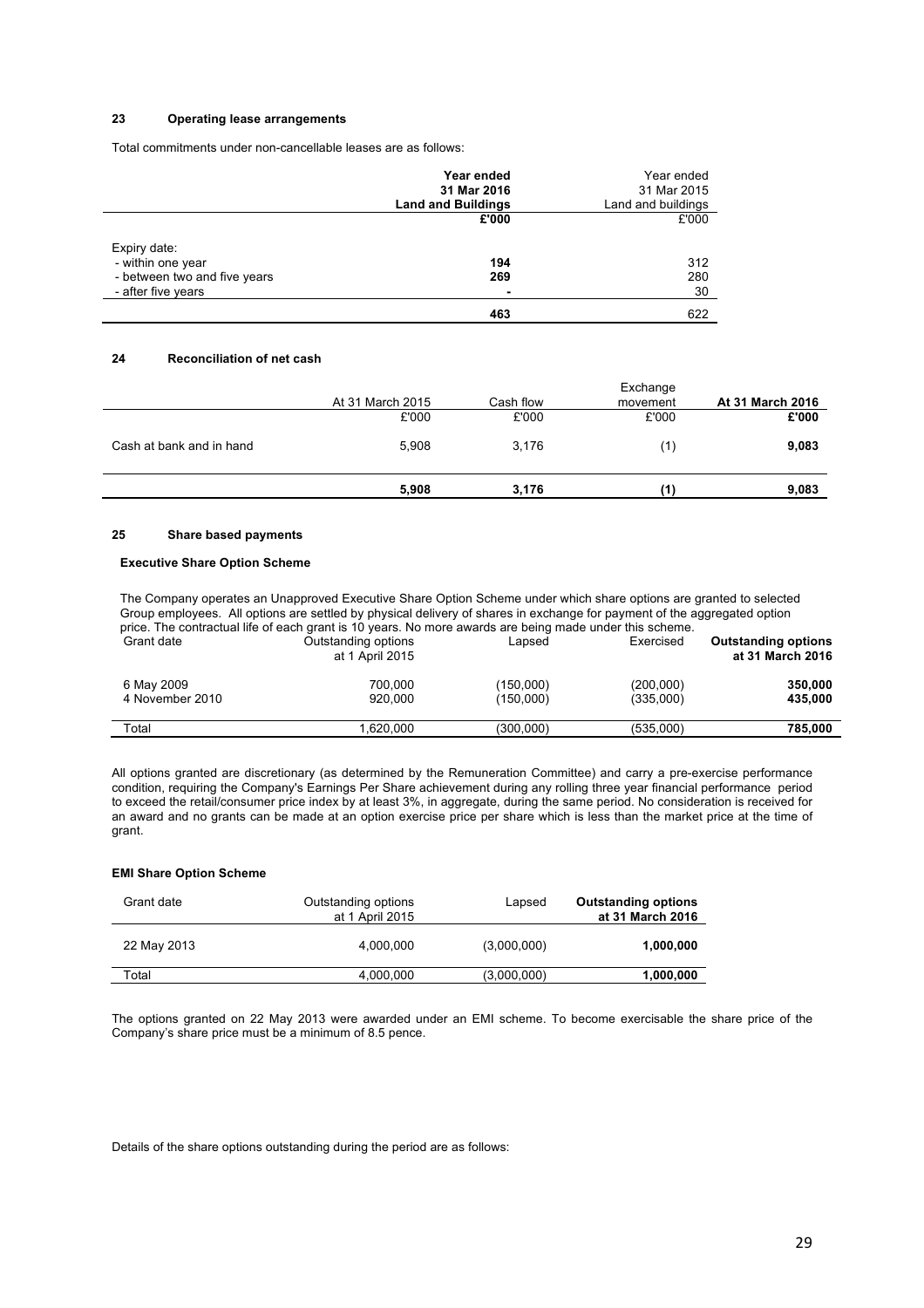### 23 Operating lease arrangements

Total commitments under non-cancellable leases are as follows:

| | **Year ended 31 Mar 2016 Land and Buildings** | Year ended 31 Mar 2015 Land and buildings |
|---|---|---|
| | **£'000** | £'000 |
| Expiry date: | | |
| - within one year | **194** | 312 |
| - between two and five years | **269** | 280 |
| - after five years | **-** | 30 |
| | **463** | 622 |

### 24 Reconciliation of net cash

| | At 31 March 2015 | Cash flow | Exchange movement | **At 31 March 2016** |
|---|---|---|---|---|
| | £'000 | £'000 | £'000 | **£'000** |
| Cash at bank and in hand | 5,908 | 3,176 | (1) | **9,083** |
| | **5,908** | **3,176** | **(1)** | **9,083** |

### 25 Share based payments

**Executive Share Option Scheme**

The Company operates an Unapproved Executive Share Option Scheme under which share options are granted to selected Group employees. All options are settled by physical delivery of shares in exchange for payment of the aggregated option price. The contractual life of each grant is 10 years. No more awards are being made under this scheme.

| Grant date | Outstanding options at 1 April 2015 | Lapsed | Exercised | **Outstanding options at 31 March 2016** |
|---|---|---|---|---|
| 6 May 2009 | 700,000 | (150,000) | (200,000) | **350,000** |
| 4 November 2010 | 920,000 | (150,000) | (335,000) | **435,000** |
| Total | 1,620,000 | (300,000) | (535,000) | **785,000** |

All options granted are discretionary (as determined by the Remuneration Committee) and carry a pre-exercise performance condition, requiring the Company's Earnings Per Share achievement during any rolling three year financial performance period to exceed the retail/consumer price index by at least 3%, in aggregate, during the same period. No consideration is received for an award and no grants can be made at an option exercise price per share which is less than the market price at the time of grant.

**EMI Share Option Scheme**

| Grant date | Outstanding options at 1 April 2015 | Lapsed | **Outstanding options at 31 March 2016** |
|---|---|---|---|
| 22 May 2013 | 4,000,000 | (3,000,000) | **1,000,000** |
| Total | 4,000,000 | (3,000,000) | **1,000,000** |

The options granted on 22 May 2013 were awarded under an EMI scheme. To become exercisable the share price of the Company's share price must be a minimum of 8.5 pence.

Details of the share options outstanding during the period are as follows: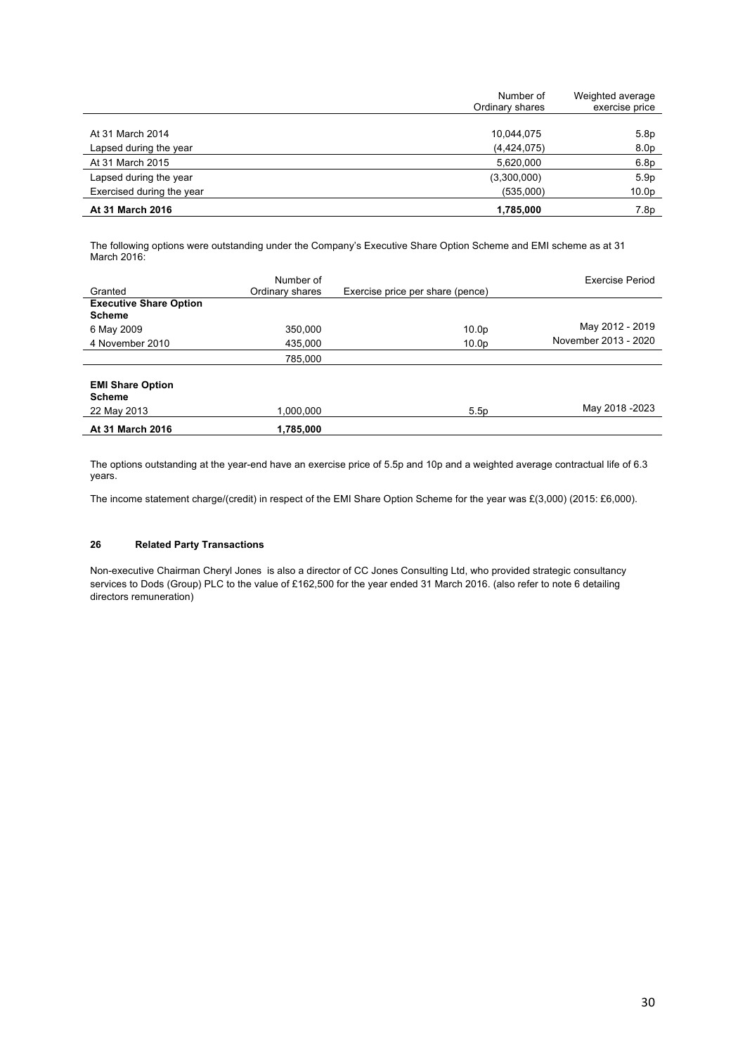| | Number of Ordinary shares | Weighted average exercise price |
|---|---|---|
| At 31 March 2014 | 10,044,075 | 5.8p |
| Lapsed during the year | (4,424,075) | 8.0p |
| At 31 March 2015 | 5,620,000 | 6.8p |
| Lapsed during the year | (3,300,000) | 5.9p |
| Exercised during the year | (535,000) | 10.0p |
| **At 31 March 2016** | **1,785,000** | 7.8p |

The following options were outstanding under the Company's Executive Share Option Scheme and EMI scheme as at 31 March 2016:

| Granted | Number of Ordinary shares | Exercise price per share (pence) | Exercise Period |
|---|---|---|---|
| **Executive Share Option Scheme** | | | |
| 6 May 2009 | 350,000 | 10.0p | May 2012 - 2019 |
| 4 November 2010 | 435,000 | 10.0p | November 2013 - 2020 |
| | 785,000 | | |
| **EMI Share Option Scheme** | | | |
| 22 May 2013 | 1,000,000 | 5.5p | May 2018 -2023 |
| **At 31 March 2016** | **1,785,000** | | |

The options outstanding at the year-end have an exercise price of 5.5p and 10p and a weighted average contractual life of 6.3 years.

The income statement charge/(credit) in respect of the EMI Share Option Scheme for the year was £(3,000) (2015: £6,000).

## 26 Related Party Transactions

Non-executive Chairman Cheryl Jones is also a director of CC Jones Consulting Ltd, who provided strategic consultancy services to Dods (Group) PLC to the value of £162,500 for the year ended 31 March 2016. (also refer to note 6 detailing directors remuneration)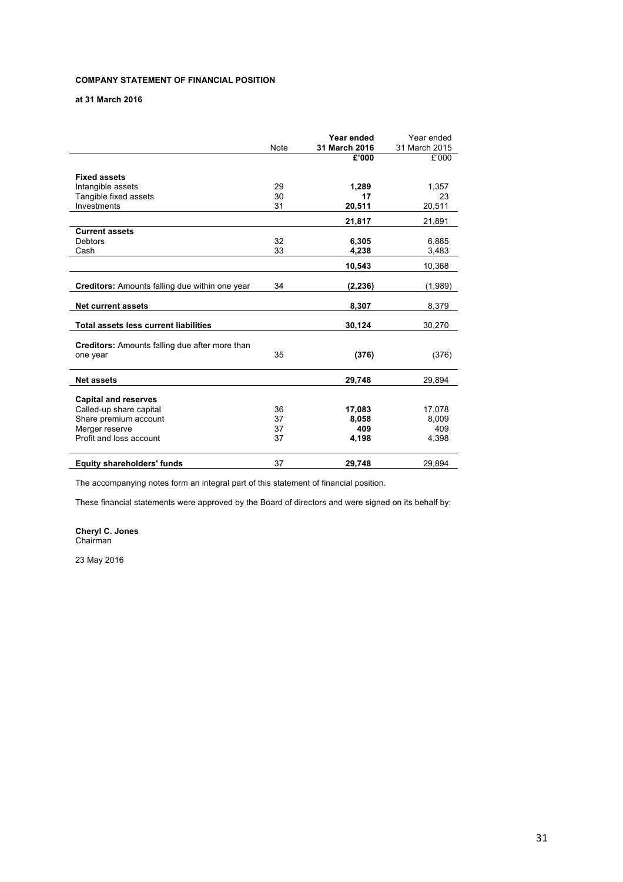**COMPANY STATEMENT OF FINANCIAL POSITION**

**at 31 March 2016**

| | Note | **Year ended 31 March 2016** | Year ended 31 March 2015 |
|---|---|---|---|
| | | **£'000** | £'000 |
| **Fixed assets** | | | |
| Intangible assets | 29 | **1,289** | 1,357 |
| Tangible fixed assets | 30 | **17** | 23 |
| Investments | 31 | **20,511** | 20,511 |
| | | **21,817** | 21,891 |
| **Current assets** | | | |
| Debtors | 32 | **6,305** | 6,885 |
| Cash | 33 | **4,238** | 3,483 |
| | | **10,543** | 10,368 |
| **Creditors:** Amounts falling due within one year | 34 | **(2,236)** | (1,989) |
| **Net current assets** | | **8,307** | 8,379 |
| **Total assets less current liabilities** | | **30,124** | 30,270 |
| **Creditors:** Amounts falling due after more than one year | 35 | **(376)** | (376) |
| **Net assets** | | **29,748** | 29,894 |
| **Capital and reserves** | | | |
| Called-up share capital | 36 | **17,083** | 17,078 |
| Share premium account | 37 | **8,058** | 8,009 |
| Merger reserve | 37 | **409** | 409 |
| Profit and loss account | 37 | **4,198** | 4,398 |
| **Equity shareholders' funds** | 37 | **29,748** | 29,894 |

The accompanying notes form an integral part of this statement of financial position.

These financial statements were approved by the Board of directors and were signed on its behalf by:

**Cheryl C. Jones**
Chairman

23 May 2016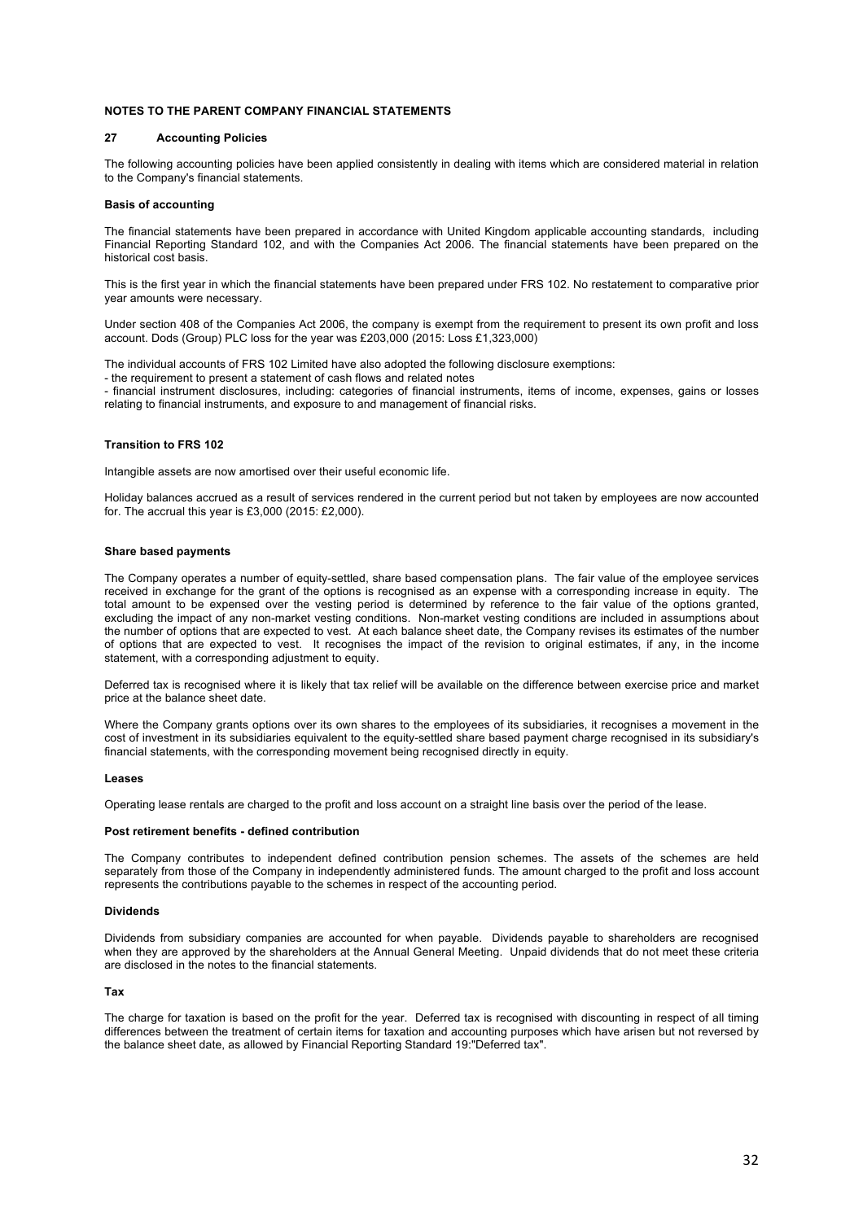# NOTES TO THE PARENT COMPANY FINANCIAL STATEMENTS

## 27 Accounting Policies

The following accounting policies have been applied consistently in dealing with items which are considered material in relation to the Company's financial statements.

### Basis of accounting

The financial statements have been prepared in accordance with United Kingdom applicable accounting standards, including Financial Reporting Standard 102, and with the Companies Act 2006. The financial statements have been prepared on the historical cost basis.

This is the first year in which the financial statements have been prepared under FRS 102. No restatement to comparative prior year amounts were necessary.

Under section 408 of the Companies Act 2006, the company is exempt from the requirement to present its own profit and loss account. Dods (Group) PLC loss for the year was £203,000 (2015: Loss £1,323,000)

The individual accounts of FRS 102 Limited have also adopted the following disclosure exemptions:

- the requirement to present a statement of cash flows and related notes
- financial instrument disclosures, including: categories of financial instruments, items of income, expenses, gains or losses relating to financial instruments, and exposure to and management of financial risks.

### Transition to FRS 102

Intangible assets are now amortised over their useful economic life.

Holiday balances accrued as a result of services rendered in the current period but not taken by employees are now accounted for. The accrual this year is £3,000 (2015: £2,000).

### Share based payments

The Company operates a number of equity-settled, share based compensation plans. The fair value of the employee services received in exchange for the grant of the options is recognised as an expense with a corresponding increase in equity. The total amount to be expensed over the vesting period is determined by reference to the fair value of the options granted, excluding the impact of any non-market vesting conditions. Non-market vesting conditions are included in assumptions about the number of options that are expected to vest. At each balance sheet date, the Company revises its estimates of the number of options that are expected to vest. It recognises the impact of the revision to original estimates, if any, in the income statement, with a corresponding adjustment to equity.

Deferred tax is recognised where it is likely that tax relief will be available on the difference between exercise price and market price at the balance sheet date.

Where the Company grants options over its own shares to the employees of its subsidiaries, it recognises a movement in the cost of investment in its subsidiaries equivalent to the equity-settled share based payment charge recognised in its subsidiary's financial statements, with the corresponding movement being recognised directly in equity.

### Leases

Operating lease rentals are charged to the profit and loss account on a straight line basis over the period of the lease.

### Post retirement benefits - defined contribution

The Company contributes to independent defined contribution pension schemes. The assets of the schemes are held separately from those of the Company in independently administered funds. The amount charged to the profit and loss account represents the contributions payable to the schemes in respect of the accounting period.

### Dividends

Dividends from subsidiary companies are accounted for when payable. Dividends payable to shareholders are recognised when they are approved by the shareholders at the Annual General Meeting. Unpaid dividends that do not meet these criteria are disclosed in the notes to the financial statements.

### Tax

The charge for taxation is based on the profit for the year. Deferred tax is recognised with discounting in respect of all timing differences between the treatment of certain items for taxation and accounting purposes which have arisen but not reversed by the balance sheet date, as allowed by Financial Reporting Standard 19:"Deferred tax".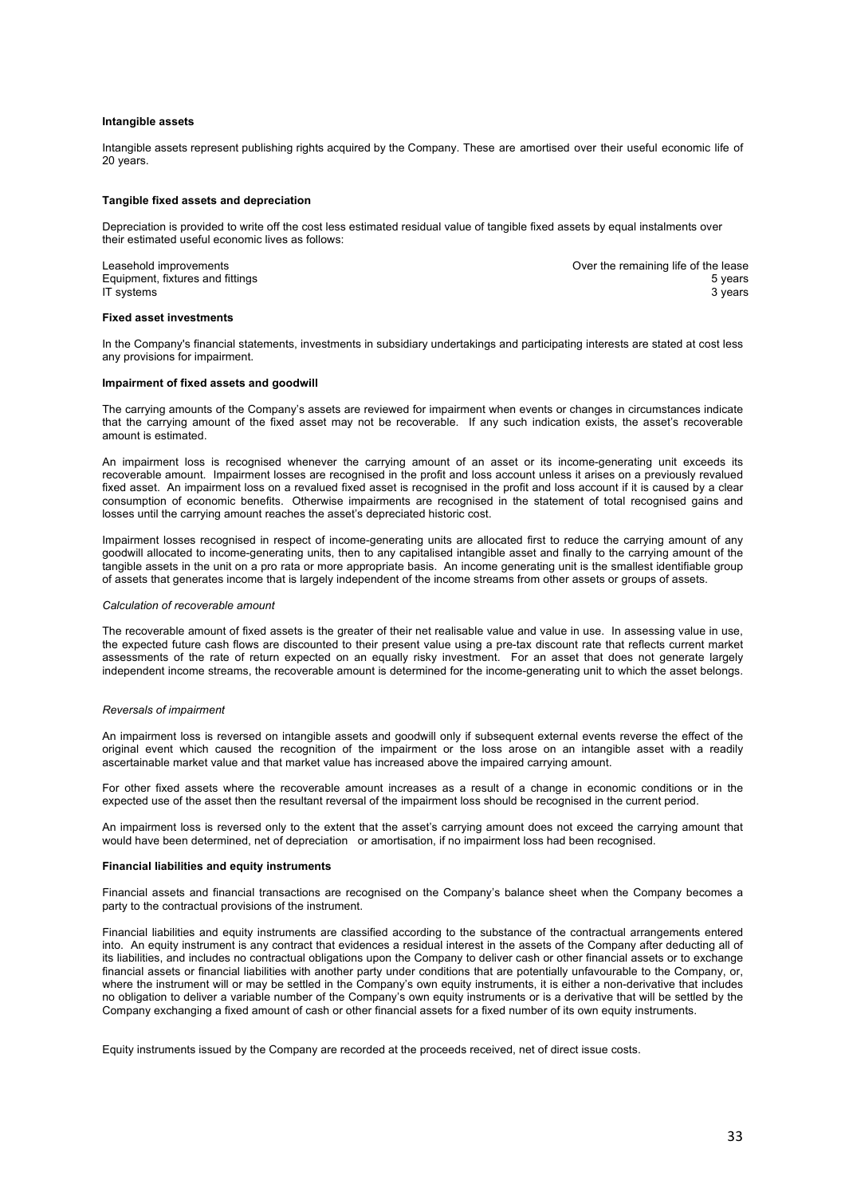**Intangible assets**

Intangible assets represent publishing rights acquired by the Company. These are amortised over their useful economic life of 20 years.

**Tangible fixed assets and depreciation**

Depreciation is provided to write off the cost less estimated residual value of tangible fixed assets by equal instalments over their estimated useful economic lives as follows:

| | |
|---|---|
| Leasehold improvements | Over the remaining life of the lease |
| Equipment, fixtures and fittings | 5 years |
| IT systems | 3 years |

**Fixed asset investments**

In the Company's financial statements, investments in subsidiary undertakings and participating interests are stated at cost less any provisions for impairment.

**Impairment of fixed assets and goodwill**

The carrying amounts of the Company's assets are reviewed for impairment when events or changes in circumstances indicate that the carrying amount of the fixed asset may not be recoverable. If any such indication exists, the asset's recoverable amount is estimated.

An impairment loss is recognised whenever the carrying amount of an asset or its income-generating unit exceeds its recoverable amount. Impairment losses are recognised in the profit and loss account unless it arises on a previously revalued fixed asset. An impairment loss on a revalued fixed asset is recognised in the profit and loss account if it is caused by a clear consumption of economic benefits. Otherwise impairments are recognised in the statement of total recognised gains and losses until the carrying amount reaches the asset's depreciated historic cost.

Impairment losses recognised in respect of income-generating units are allocated first to reduce the carrying amount of any goodwill allocated to income-generating units, then to any capitalised intangible asset and finally to the carrying amount of the tangible assets in the unit on a pro rata or more appropriate basis. An income generating unit is the smallest identifiable group of assets that generates income that is largely independent of the income streams from other assets or groups of assets.

*Calculation of recoverable amount*

The recoverable amount of fixed assets is the greater of their net realisable value and value in use. In assessing value in use, the expected future cash flows are discounted to their present value using a pre-tax discount rate that reflects current market assessments of the rate of return expected on an equally risky investment. For an asset that does not generate largely independent income streams, the recoverable amount is determined for the income-generating unit to which the asset belongs.

*Reversals of impairment*

An impairment loss is reversed on intangible assets and goodwill only if subsequent external events reverse the effect of the original event which caused the recognition of the impairment or the loss arose on an intangible asset with a readily ascertainable market value and that market value has increased above the impaired carrying amount.

For other fixed assets where the recoverable amount increases as a result of a change in economic conditions or in the expected use of the asset then the resultant reversal of the impairment loss should be recognised in the current period.

An impairment loss is reversed only to the extent that the asset's carrying amount does not exceed the carrying amount that would have been determined, net of depreciation or amortisation, if no impairment loss had been recognised.

**Financial liabilities and equity instruments**

Financial assets and financial transactions are recognised on the Company's balance sheet when the Company becomes a party to the contractual provisions of the instrument.

Financial liabilities and equity instruments are classified according to the substance of the contractual arrangements entered into. An equity instrument is any contract that evidences a residual interest in the assets of the Company after deducting all of its liabilities, and includes no contractual obligations upon the Company to deliver cash or other financial assets or to exchange financial assets or financial liabilities with another party under conditions that are potentially unfavourable to the Company, or, where the instrument will or may be settled in the Company's own equity instruments, it is either a non-derivative that includes no obligation to deliver a variable number of the Company's own equity instruments or is a derivative that will be settled by the Company exchanging a fixed amount of cash or other financial assets for a fixed number of its own equity instruments.

Equity instruments issued by the Company are recorded at the proceeds received, net of direct issue costs.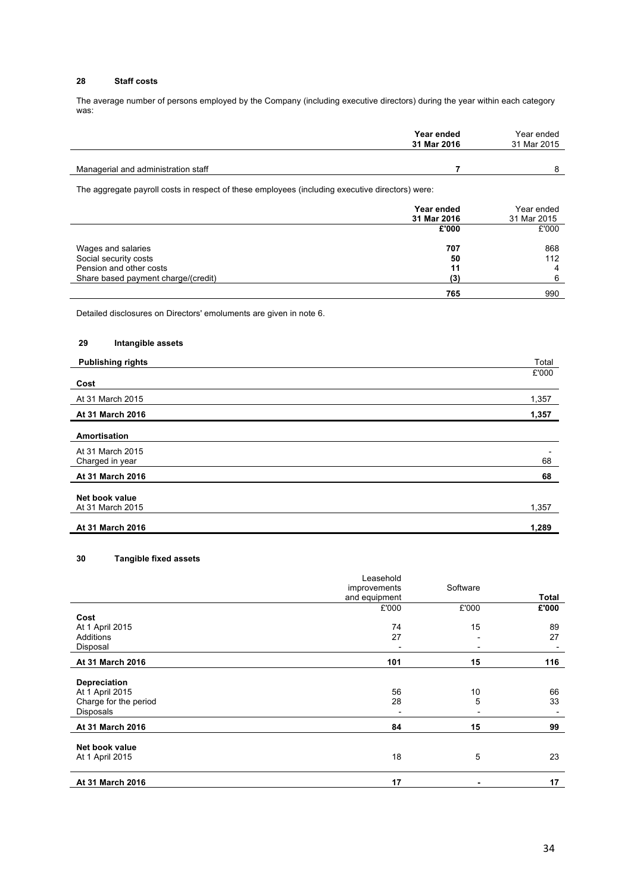## 28 Staff costs

The average number of persons employed by the Company (including executive directors) during the year within each category was:

| | **Year ended 31 Mar 2016** | Year ended 31 Mar 2015 |
|---|---|---|
| Managerial and administration staff | **7** | 8 |

The aggregate payroll costs in respect of these employees (including executive directors) were:

| | **Year ended 31 Mar 2016** | Year ended 31 Mar 2015 |
|---|---|---|
| | **£'000** | £'000 |
| Wages and salaries | **707** | 868 |
| Social security costs | **50** | 112 |
| Pension and other costs | **11** | 4 |
| Share based payment charge/(credit) | **(3)** | 6 |
| | **765** | 990 |

Detailed disclosures on Directors' emoluments are given in note 6.

## 29 Intangible assets

| **Publishing rights** | Total |
|---|---|
| | £'000 |
| **Cost** | |
| At 31 March 2015 | 1,357 |
| **At 31 March 2016** | **1,357** |
| **Amortisation** | |
| At 31 March 2015 | - |
| Charged in year | 68 |
| **At 31 March 2016** | **68** |
| **Net book value** | |
| At 31 March 2015 | 1,357 |
| **At 31 March 2016** | **1,289** |

## 30 Tangible fixed assets

| | Leasehold improvements and equipment | Software | **Total** |
|---|---|---|---|
| | £'000 | £'000 | **£'000** |
| **Cost** | | | |
| At 1 April 2015 | 74 | 15 | 89 |
| Additions | 27 | - | 27 |
| Disposal | - | - | - |
| **At 31 March 2016** | **101** | **15** | **116** |
| **Depreciation** | | | |
| At 1 April 2015 | 56 | 10 | 66 |
| Charge for the period | 28 | 5 | 33 |
| Disposals | - | - | - |
| **At 31 March 2016** | **84** | **15** | **99** |
| **Net book value** | | | |
| At 1 April 2015 | 18 | 5 | 23 |
| **At 31 March 2016** | **17** | **-** | **17** |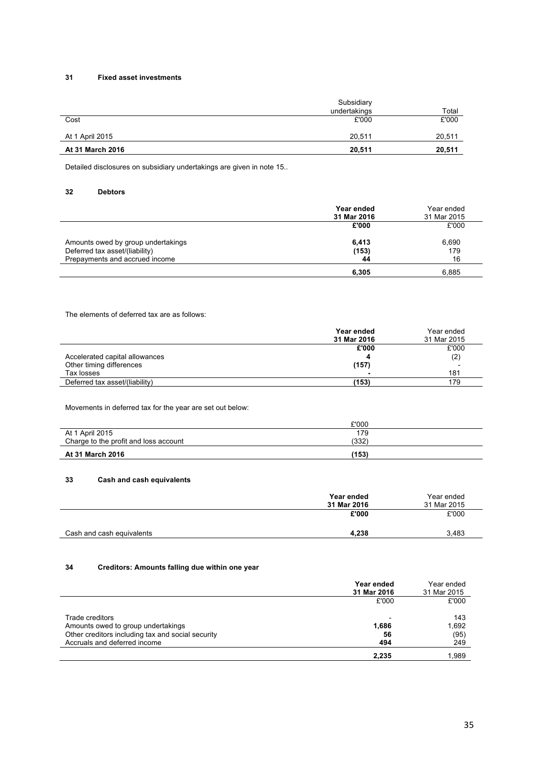## 31 Fixed asset investments

| | Subsidiary undertakings | Total |
|---|---|---|
| Cost | £'000 | £'000 |
| At 1 April 2015 | 20,511 | 20,511 |
| **At 31 March 2016** | **20,511** | **20,511** |

Detailed disclosures on subsidiary undertakings are given in note 15..

## 32 Debtors

| | **Year ended 31 Mar 2016** | Year ended 31 Mar 2015 |
|---|---|---|
| | **£'000** | £'000 |
| Amounts owed by group undertakings | **6,413** | 6,690 |
| Deferred tax asset/(liability) | **(153)** | 179 |
| Prepayments and accrued income | **44** | 16 |
| | **6,305** | 6,885 |

The elements of deferred tax are as follows:

| | **Year ended 31 Mar 2016** | Year ended 31 Mar 2015 |
|---|---|---|
| | **£'000** | £'000 |
| Accelerated capital allowances | **4** | (2) |
| Other timing differences | **(157)** | - |
| Tax losses | **-** | 181 |
| Deferred tax asset/(liability) | **(153)** | 179 |

Movements in deferred tax for the year are set out below:

| | £'000 |
|---|---|
| At 1 April 2015 | 179 |
| Charge to the profit and loss account | (332) |
| **At 31 March 2016** | **(153)** |

## 33 Cash and cash equivalents

| | **Year ended 31 Mar 2016** | Year ended 31 Mar 2015 |
|---|---|---|
| | **£'000** | £'000 |
| Cash and cash equivalents | **4,238** | 3,483 |

## 34 Creditors: Amounts falling due within one year

| | **Year ended 31 Mar 2016** | Year ended 31 Mar 2015 |
|---|---|---|
| | £'000 | £'000 |
| Trade creditors | - | 143 |
| Amounts owed to group undertakings | **1,686** | 1,692 |
| Other creditors including tax and social security | **56** | (95) |
| Accruals and deferred income | **494** | 249 |
| | **2,235** | 1,989 |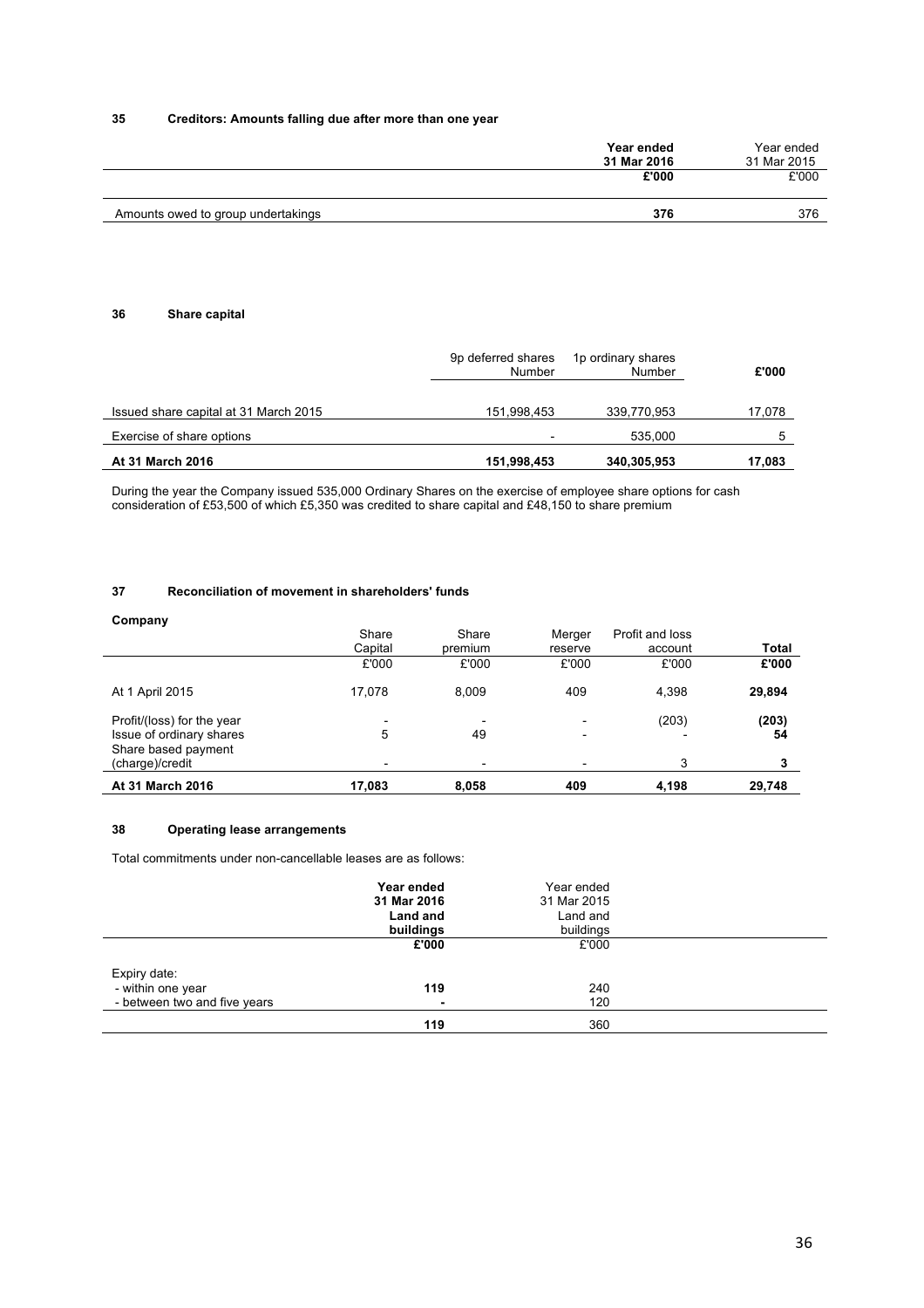## 35 Creditors: Amounts falling due after more than one year

| | **Year ended 31 Mar 2016** | Year ended 31 Mar 2015 |
|---|---|---|
| | **£'000** | £'000 |
| Amounts owed to group undertakings | **376** | 376 |

## 36 Share capital

| | 9p deferred shares Number | 1p ordinary shares Number | **£'000** |
|---|---|---|---|
| Issued share capital at 31 March 2015 | 151,998,453 | 339,770,953 | 17,078 |
| Exercise of share options | - | 535,000 | 5 |
| **At 31 March 2016** | **151,998,453** | **340,305,953** | **17,083** |

During the year the Company issued 535,000 Ordinary Shares on the exercise of employee share options for cash consideration of £53,500 of which £5,350 was credited to share capital and £48,150 to share premium

## 37 Reconciliation of movement in shareholders' funds

**Company**

| | Share Capital | Share premium | Merger reserve | Profit and loss account | **Total** |
|---|---|---|---|---|---|
| | £'000 | £'000 | £'000 | £'000 | **£'000** |
| At 1 April 2015 | 17,078 | 8,009 | 409 | 4,398 | **29,894** |
| Profit/(loss) for the year | - | - | - | (203) | **(203)** |
| Issue of ordinary shares | 5 | 49 | - | - | **54** |
| Share based payment (charge)/credit | - | - | - | 3 | **3** |
| **At 31 March 2016** | **17,083** | **8,058** | **409** | **4,198** | **29,748** |

## 38 Operating lease arrangements

Total commitments under non-cancellable leases are as follows:

| | **Year ended 31 Mar 2016 Land and buildings** | Year ended 31 Mar 2015 Land and buildings |
|---|---|---|
| | **£'000** | £'000 |
| Expiry date: | | |
| - within one year | **119** | 240 |
| - between two and five years | **-** | 120 |
| | **119** | 360 |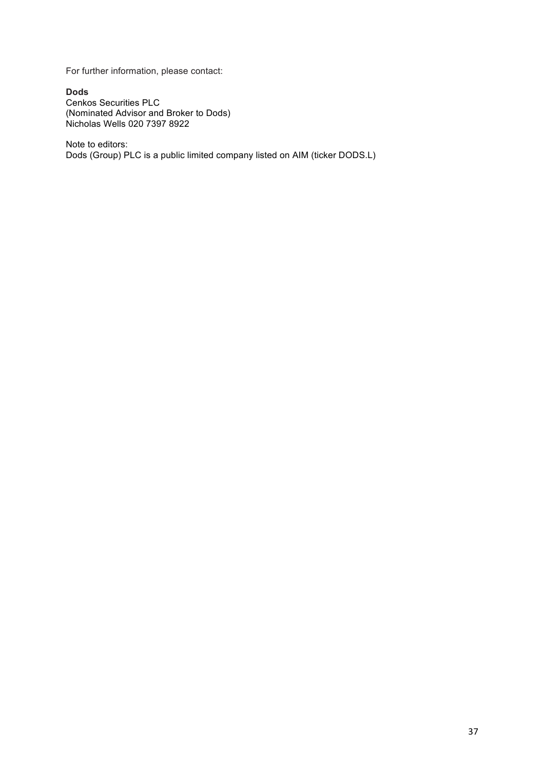For further information, please contact:

**Dods**
Cenkos Securities PLC
(Nominated Advisor and Broker to Dods)
Nicholas Wells 020 7397 8922

Note to editors:
Dods (Group) PLC is a public limited company listed on AIM (ticker DODS.L)